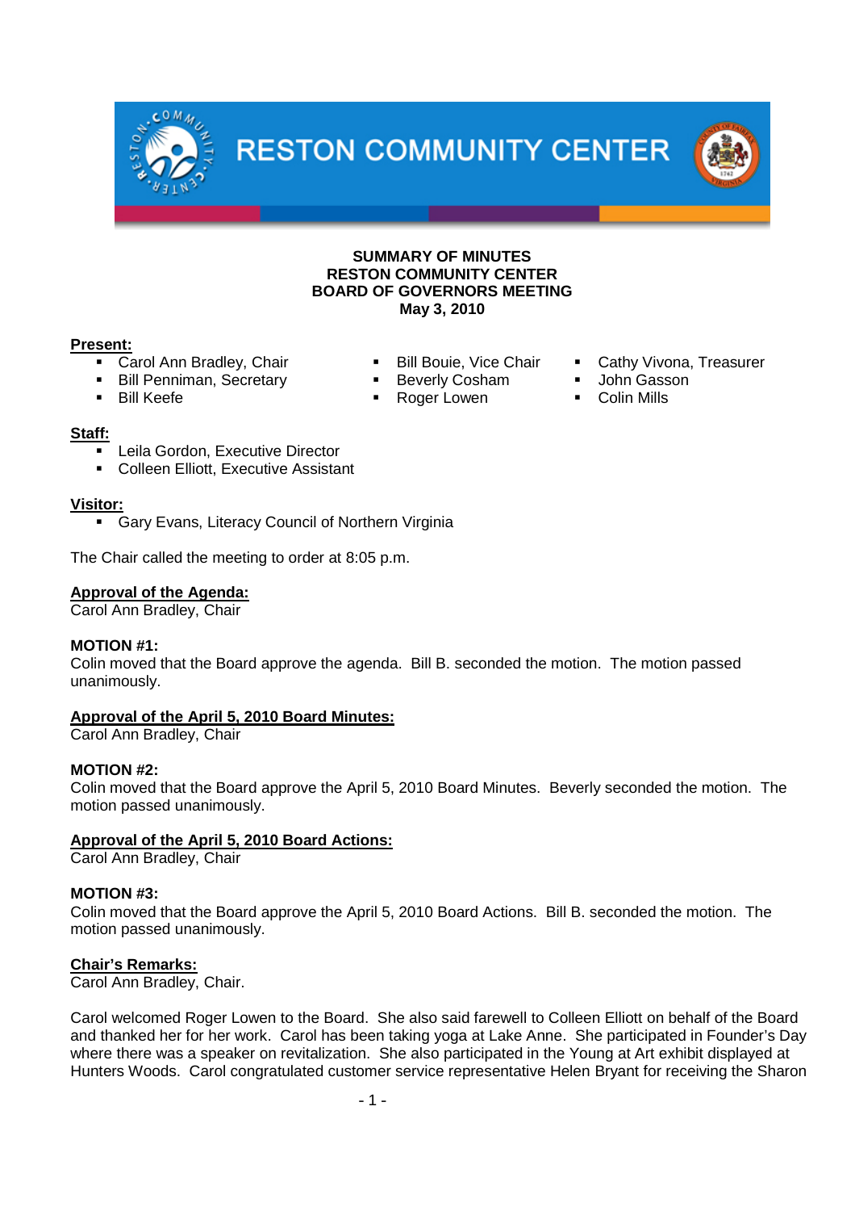RESTON COMMUNITY CENTER

**SUMMARY OF MINUTES**
**RESTON COMMUNITY CENTER**
**BOARD OF GOVERNORS MEETING**
**May 3, 2010**

**Present:**

- Carol Ann Bradley, Chair
- Bill Penniman, Secretary
- Bill Keefe
- Bill Bouie, Vice Chair
- Beverly Cosham
- Roger Lowen
- Cathy Vivona, Treasurer
- John Gasson
- Colin Mills

**Staff:**

- Leila Gordon, Executive Director
- Colleen Elliott, Executive Assistant

**Visitor:**

- Gary Evans, Literacy Council of Northern Virginia

The Chair called the meeting to order at 8:05 p.m.

**Approval of the Agenda:**
Carol Ann Bradley, Chair

**MOTION #1:**
Colin moved that the Board approve the agenda. Bill B. seconded the motion. The motion passed unanimously.

**Approval of the April 5, 2010 Board Minutes:**
Carol Ann Bradley, Chair

**MOTION #2:**
Colin moved that the Board approve the April 5, 2010 Board Minutes. Beverly seconded the motion. The motion passed unanimously.

**Approval of the April 5, 2010 Board Actions:**
Carol Ann Bradley, Chair

**MOTION #3:**
Colin moved that the Board approve the April 5, 2010 Board Actions. Bill B. seconded the motion. The motion passed unanimously.

**Chair's Remarks:**
Carol Ann Bradley, Chair.

Carol welcomed Roger Lowen to the Board. She also said farewell to Colleen Elliott on behalf of the Board and thanked her for her work. Carol has been taking yoga at Lake Anne. She participated in Founder's Day where there was a speaker on revitalization. She also participated in the Young at Art exhibit displayed at Hunters Woods. Carol congratulated customer service representative Helen Bryant for receiving the Sharon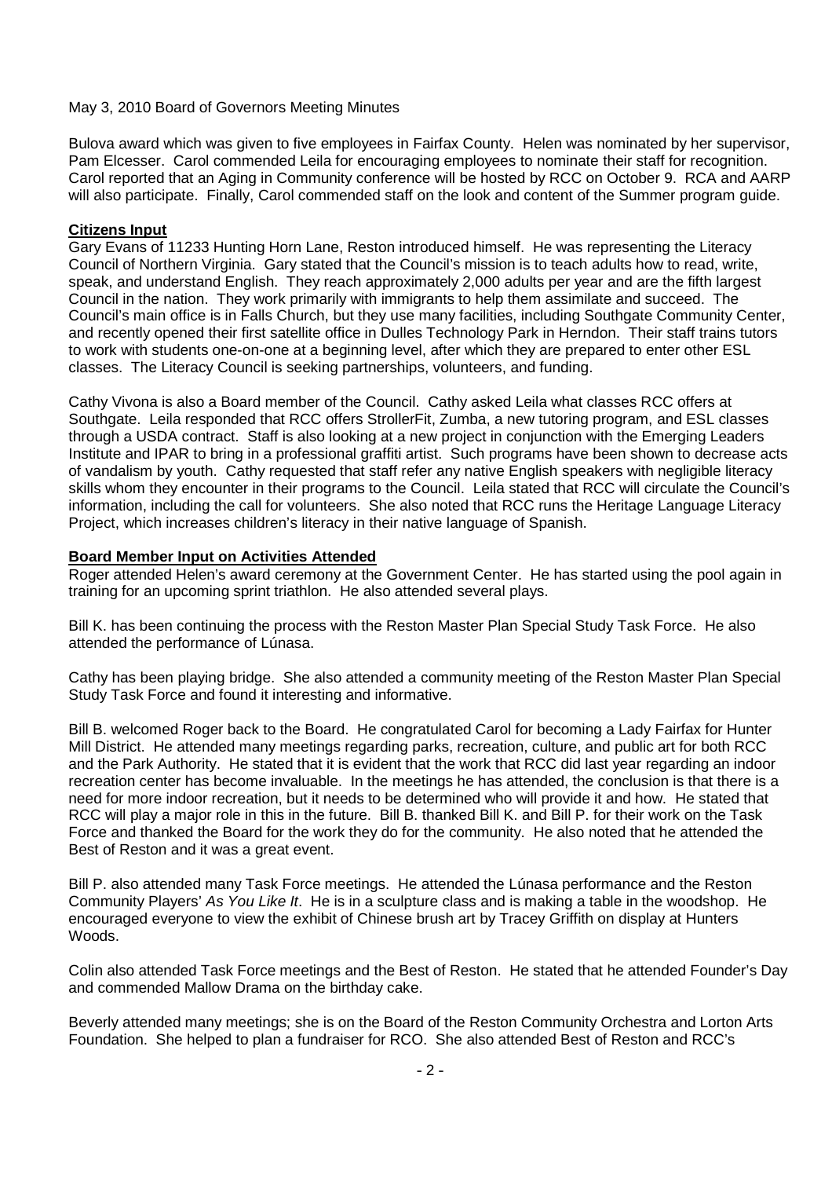May 3, 2010 Board of Governors Meeting Minutes

Bulova award which was given to five employees in Fairfax County. Helen was nominated by her supervisor, Pam Elcesser. Carol commended Leila for encouraging employees to nominate their staff for recognition. Carol reported that an Aging in Community conference will be hosted by RCC on October 9. RCA and AARP will also participate. Finally, Carol commended staff on the look and content of the Summer program guide.

**Citizens Input**

Gary Evans of 11233 Hunting Horn Lane, Reston introduced himself. He was representing the Literacy Council of Northern Virginia. Gary stated that the Council's mission is to teach adults how to read, write, speak, and understand English. They reach approximately 2,000 adults per year and are the fifth largest Council in the nation. They work primarily with immigrants to help them assimilate and succeed. The Council's main office is in Falls Church, but they use many facilities, including Southgate Community Center, and recently opened their first satellite office in Dulles Technology Park in Herndon. Their staff trains tutors to work with students one-on-one at a beginning level, after which they are prepared to enter other ESL classes. The Literacy Council is seeking partnerships, volunteers, and funding.

Cathy Vivona is also a Board member of the Council. Cathy asked Leila what classes RCC offers at Southgate. Leila responded that RCC offers StrollerFit, Zumba, a new tutoring program, and ESL classes through a USDA contract. Staff is also looking at a new project in conjunction with the Emerging Leaders Institute and IPAR to bring in a professional graffiti artist. Such programs have been shown to decrease acts of vandalism by youth. Cathy requested that staff refer any native English speakers with negligible literacy skills whom they encounter in their programs to the Council. Leila stated that RCC will circulate the Council's information, including the call for volunteers. She also noted that RCC runs the Heritage Language Literacy Project, which increases children's literacy in their native language of Spanish.

**Board Member Input on Activities Attended**

Roger attended Helen's award ceremony at the Government Center. He has started using the pool again in training for an upcoming sprint triathlon. He also attended several plays.

Bill K. has been continuing the process with the Reston Master Plan Special Study Task Force. He also attended the performance of Lúnasa.

Cathy has been playing bridge. She also attended a community meeting of the Reston Master Plan Special Study Task Force and found it interesting and informative.

Bill B. welcomed Roger back to the Board. He congratulated Carol for becoming a Lady Fairfax for Hunter Mill District. He attended many meetings regarding parks, recreation, culture, and public art for both RCC and the Park Authority. He stated that it is evident that the work that RCC did last year regarding an indoor recreation center has become invaluable. In the meetings he has attended, the conclusion is that there is a need for more indoor recreation, but it needs to be determined who will provide it and how. He stated that RCC will play a major role in this in the future. Bill B. thanked Bill K. and Bill P. for their work on the Task Force and thanked the Board for the work they do for the community. He also noted that he attended the Best of Reston and it was a great event.

Bill P. also attended many Task Force meetings. He attended the Lúnasa performance and the Reston Community Players' *As You Like It*. He is in a sculpture class and is making a table in the woodshop. He encouraged everyone to view the exhibit of Chinese brush art by Tracey Griffith on display at Hunters Woods.

Colin also attended Task Force meetings and the Best of Reston. He stated that he attended Founder's Day and commended Mallow Drama on the birthday cake.

Beverly attended many meetings; she is on the Board of the Reston Community Orchestra and Lorton Arts Foundation. She helped to plan a fundraiser for RCO. She also attended Best of Reston and RCC's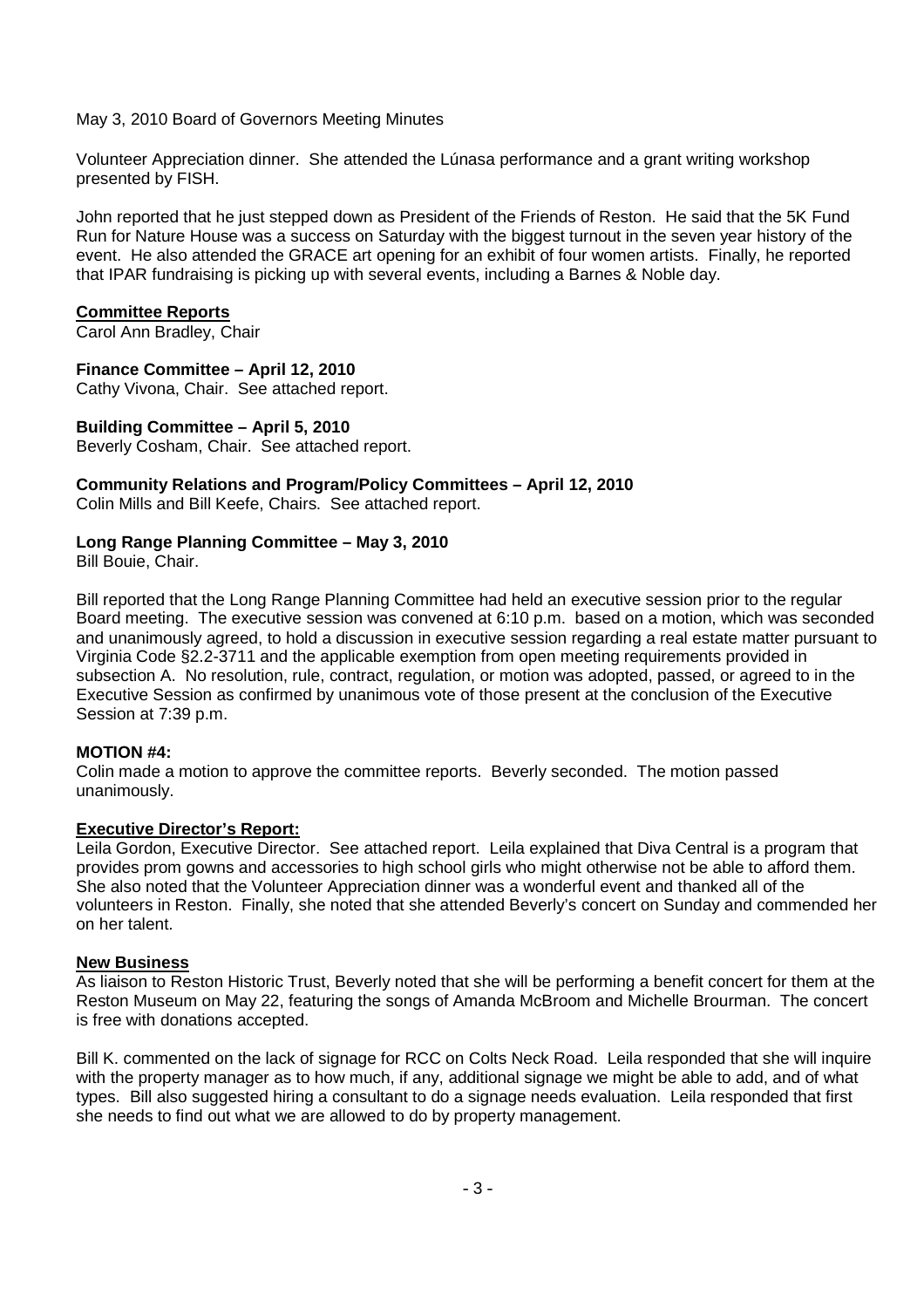May 3, 2010 Board of Governors Meeting Minutes

Volunteer Appreciation dinner. She attended the Lúnasa performance and a grant writing workshop presented by FISH.

John reported that he just stepped down as President of the Friends of Reston. He said that the 5K Fund Run for Nature House was a success on Saturday with the biggest turnout in the seven year history of the event. He also attended the GRACE art opening for an exhibit of four women artists. Finally, he reported that IPAR fundraising is picking up with several events, including a Barnes & Noble day.

## Committee Reports

Carol Ann Bradley, Chair

### Finance Committee – April 12, 2010

Cathy Vivona, Chair. See attached report.

### Building Committee – April 5, 2010

Beverly Cosham, Chair. See attached report.

### Community Relations and Program/Policy Committees – April 12, 2010

Colin Mills and Bill Keefe, Chairs. See attached report.

### Long Range Planning Committee – May 3, 2010

Bill Bouie, Chair.

Bill reported that the Long Range Planning Committee had held an executive session prior to the regular Board meeting. The executive session was convened at 6:10 p.m. based on a motion, which was seconded and unanimously agreed, to hold a discussion in executive session regarding a real estate matter pursuant to Virginia Code §2.2-3711 and the applicable exemption from open meeting requirements provided in subsection A. No resolution, rule, contract, regulation, or motion was adopted, passed, or agreed to in the Executive Session as confirmed by unanimous vote of those present at the conclusion of the Executive Session at 7:39 p.m.

**MOTION #4:**

Colin made a motion to approve the committee reports. Beverly seconded. The motion passed unanimously.

## Executive Director's Report:

Leila Gordon, Executive Director. See attached report. Leila explained that Diva Central is a program that provides prom gowns and accessories to high school girls who might otherwise not be able to afford them. She also noted that the Volunteer Appreciation dinner was a wonderful event and thanked all of the volunteers in Reston. Finally, she noted that she attended Beverly's concert on Sunday and commended her on her talent.

## New Business

As liaison to Reston Historic Trust, Beverly noted that she will be performing a benefit concert for them at the Reston Museum on May 22, featuring the songs of Amanda McBroom and Michelle Brourman. The concert is free with donations accepted.

Bill K. commented on the lack of signage for RCC on Colts Neck Road. Leila responded that she will inquire with the property manager as to how much, if any, additional signage we might be able to add, and of what types. Bill also suggested hiring a consultant to do a signage needs evaluation. Leila responded that first she needs to find out what we are allowed to do by property management.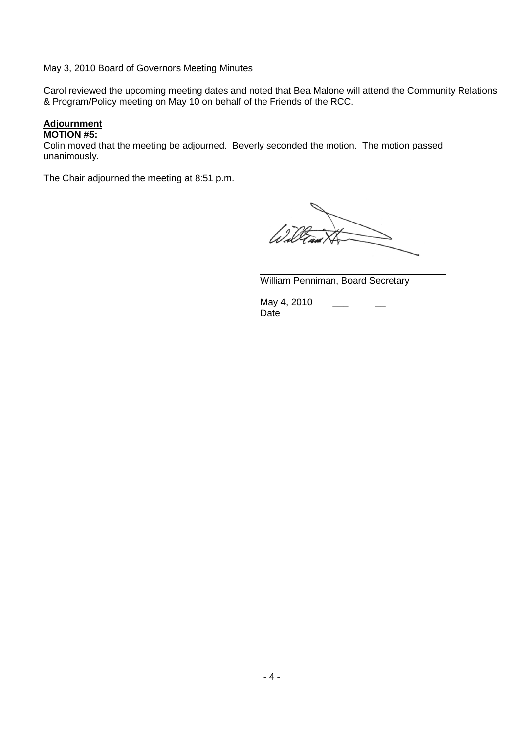May 3, 2010 Board of Governors Meeting Minutes

Carol reviewed the upcoming meeting dates and noted that Bea Malone will attend the Community Relations & Program/Policy meeting on May 10 on behalf of the Friends of the RCC.

**Adjournment**

**MOTION #5:**

Colin moved that the meeting be adjourned. Beverly seconded the motion. The motion passed unanimously.

The Chair adjourned the meeting at 8:51 p.m.

William Penniman, Board Secretary

May 4, 2010

Date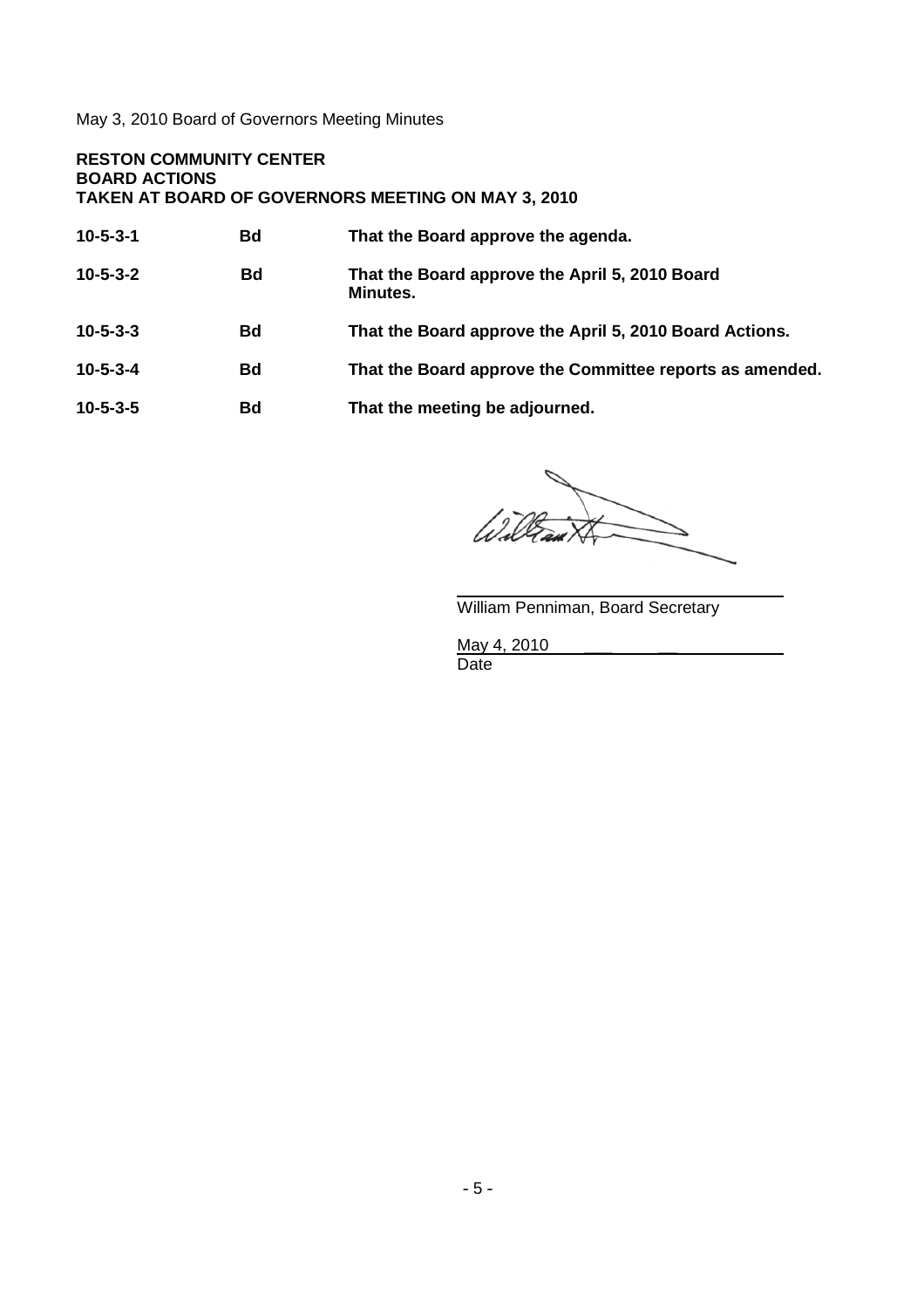May 3, 2010 Board of Governors Meeting Minutes

**RESTON COMMUNITY CENTER**
**BOARD ACTIONS**
**TAKEN AT BOARD OF GOVERNORS MEETING ON MAY 3, 2010**

| | | |
|---|---|---|
| **10-5-3-1** | **Bd** | **That the Board approve the agenda.** |
| **10-5-3-2** | **Bd** | **That the Board approve the April 5, 2010 Board Minutes.** |
| **10-5-3-3** | **Bd** | **That the Board approve the April 5, 2010 Board Actions.** |
| **10-5-3-4** | **Bd** | **That the Board approve the Committee reports as amended.** |
| **10-5-3-5** | **Bd** | **That the meeting be adjourned.** |

William Penniman, Board Secretary

May 4, 2010
Date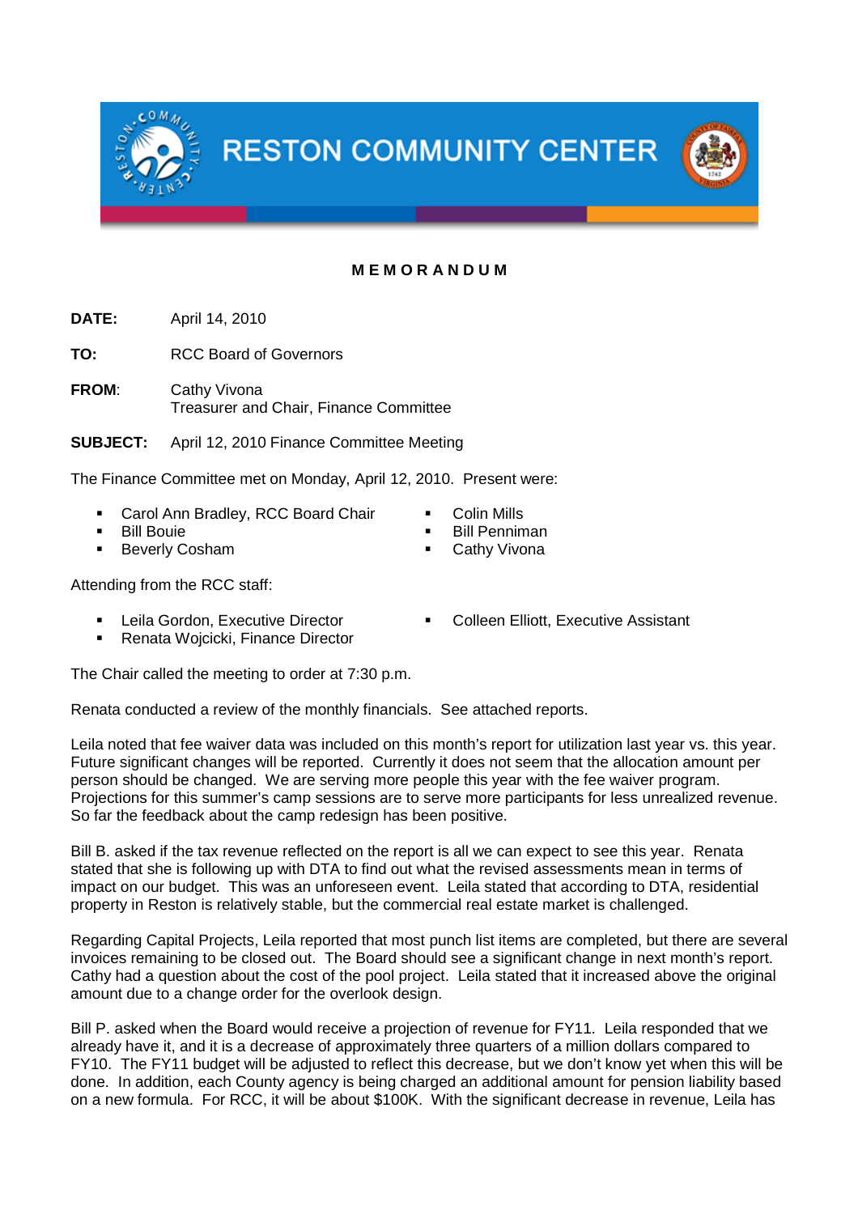RESTON COMMUNITY CENTER

**M E M O R A N D U M**

**DATE:** April 14, 2010

**TO:** RCC Board of Governors

**FROM:** Cathy Vivona
Treasurer and Chair, Finance Committee

**SUBJECT:** April 12, 2010 Finance Committee Meeting

The Finance Committee met on Monday, April 12, 2010. Present were:

- Carol Ann Bradley, RCC Board Chair
- Bill Bouie
- Beverly Cosham
- Colin Mills
- Bill Penniman
- Cathy Vivona

Attending from the RCC staff:

- Leila Gordon, Executive Director
- Renata Wojcicki, Finance Director
- Colleen Elliott, Executive Assistant

The Chair called the meeting to order at 7:30 p.m.

Renata conducted a review of the monthly financials. See attached reports.

Leila noted that fee waiver data was included on this month's report for utilization last year vs. this year. Future significant changes will be reported. Currently it does not seem that the allocation amount per person should be changed. We are serving more people this year with the fee waiver program. Projections for this summer's camp sessions are to serve more participants for less unrealized revenue. So far the feedback about the camp redesign has been positive.

Bill B. asked if the tax revenue reflected on the report is all we can expect to see this year. Renata stated that she is following up with DTA to find out what the revised assessments mean in terms of impact on our budget. This was an unforeseen event. Leila stated that according to DTA, residential property in Reston is relatively stable, but the commercial real estate market is challenged.

Regarding Capital Projects, Leila reported that most punch list items are completed, but there are several invoices remaining to be closed out. The Board should see a significant change in next month's report. Cathy had a question about the cost of the pool project. Leila stated that it increased above the original amount due to a change order for the overlook design.

Bill P. asked when the Board would receive a projection of revenue for FY11. Leila responded that we already have it, and it is a decrease of approximately three quarters of a million dollars compared to FY10. The FY11 budget will be adjusted to reflect this decrease, but we don't know yet when this will be done. In addition, each County agency is being charged an additional amount for pension liability based on a new formula. For RCC, it will be about $100K. With the significant decrease in revenue, Leila has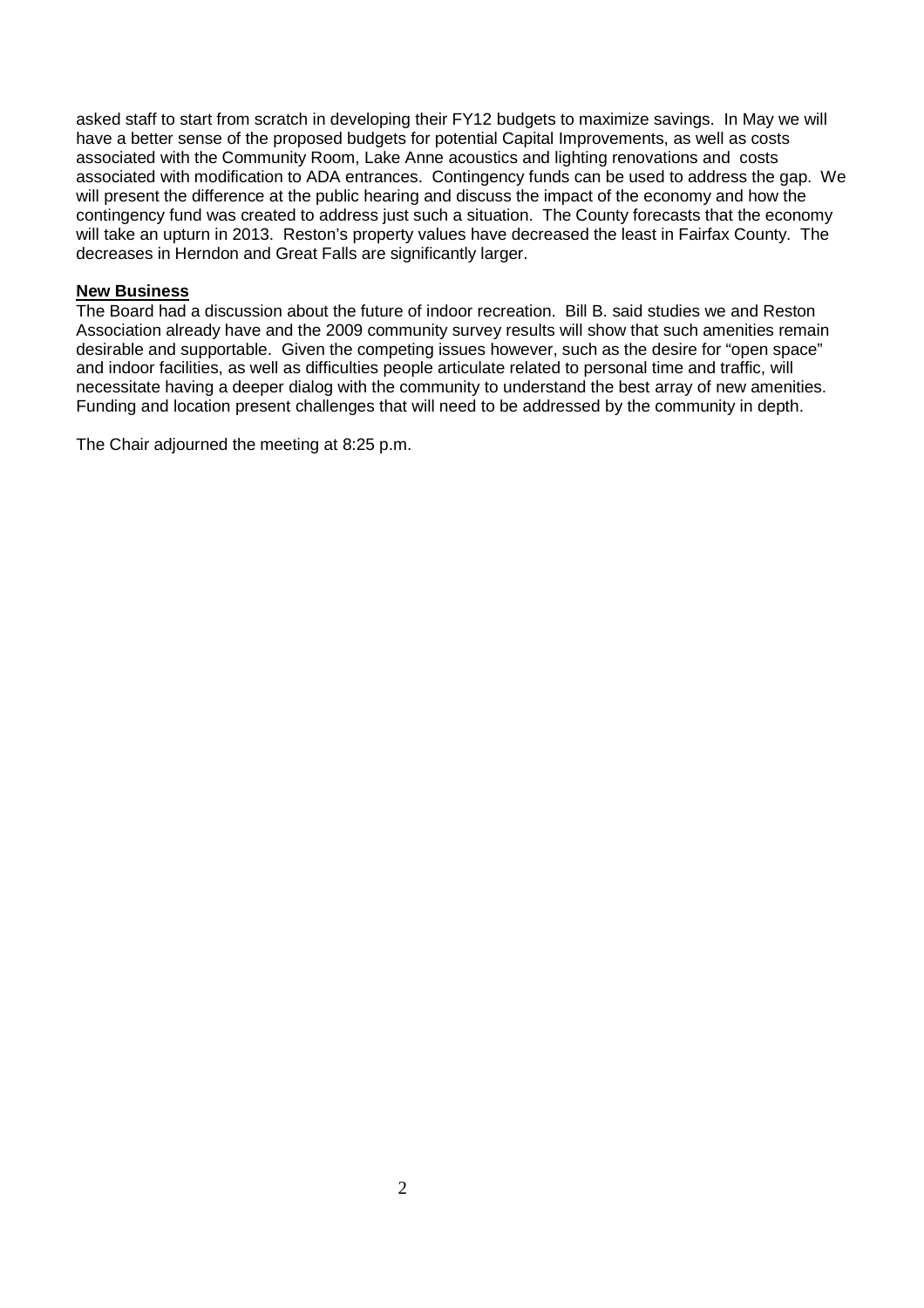asked staff to start from scratch in developing their FY12 budgets to maximize savings. In May we will have a better sense of the proposed budgets for potential Capital Improvements, as well as costs associated with the Community Room, Lake Anne acoustics and lighting renovations and costs associated with modification to ADA entrances. Contingency funds can be used to address the gap. We will present the difference at the public hearing and discuss the impact of the economy and how the contingency fund was created to address just such a situation. The County forecasts that the economy will take an upturn in 2013. Reston's property values have decreased the least in Fairfax County. The decreases in Herndon and Great Falls are significantly larger.

**New Business**

The Board had a discussion about the future of indoor recreation. Bill B. said studies we and Reston Association already have and the 2009 community survey results will show that such amenities remain desirable and supportable. Given the competing issues however, such as the desire for "open space" and indoor facilities, as well as difficulties people articulate related to personal time and traffic, will necessitate having a deeper dialog with the community to understand the best array of new amenities. Funding and location present challenges that will need to be addressed by the community in depth.

The Chair adjourned the meeting at 8:25 p.m.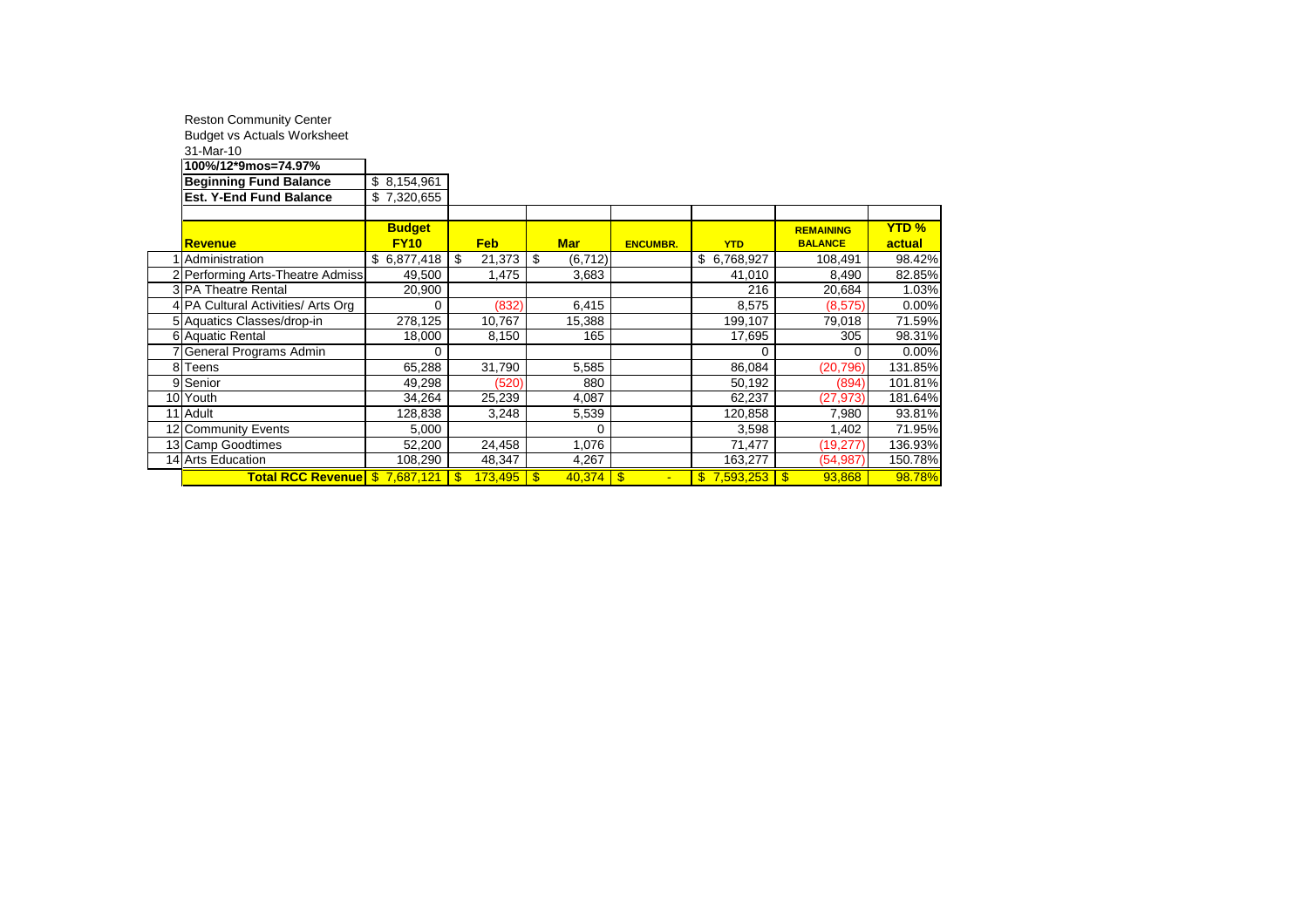Reston Community Center

Budget vs Actuals Worksheet

31-Mar-10

| **100%/12*9mos=74.97%** | |
|---|---|
| **Beginning Fund Balance** | $ 8,154,961 |
| **Est. Y-End Fund Balance** | $ 7,320,655 |

| | **Revenue** | **Budget FY10** | **Feb** | **Mar** | **ENCUMBR.** | **YTD** | **REMAINING BALANCE** | **YTD % actual** |
|---|---|---|---|---|---|---|---|---|
| 1 | Administration | $ 6,877,418 | $ 21,373 | $ (6,712) | | $ 6,768,927 | 108,491 | 98.42% |
| 2 | Performing Arts-Theatre Admiss | 49,500 | 1,475 | 3,683 | | 41,010 | 8,490 | 82.85% |
| 3 | PA Theatre Rental | 20,900 | | | | 216 | 20,684 | 1.03% |
| 4 | PA Cultural Activities/ Arts Org | 0 | (832) | 6,415 | | 8,575 | (8,575) | 0.00% |
| 5 | Aquatics Classes/drop-in | 278,125 | 10,767 | 15,388 | | 199,107 | 79,018 | 71.59% |
| 6 | Aquatic Rental | 18,000 | 8,150 | 165 | | 17,695 | 305 | 98.31% |
| 7 | General Programs Admin | 0 | | | | 0 | 0 | 0.00% |
| 8 | Teens | 65,288 | 31,790 | 5,585 | | 86,084 | (20,796) | 131.85% |
| 9 | Senior | 49,298 | (520) | 880 | | 50,192 | (894) | 101.81% |
| 10 | Youth | 34,264 | 25,239 | 4,087 | | 62,237 | (27,973) | 181.64% |
| 11 | Adult | 128,838 | 3,248 | 5,539 | | 120,858 | 7,980 | 93.81% |
| 12 | Community Events | 5,000 | | 0 | | 3,598 | 1,402 | 71.95% |
| 13 | Camp Goodtimes | 52,200 | 24,458 | 1,076 | | 71,477 | (19,277) | 136.93% |
| 14 | Arts Education | 108,290 | 48,347 | 4,267 | | 163,277 | (54,987) | 150.78% |
| | **Total RCC Revenue** | $ 7,687,121 | $ 173,495 | $ 40,374 | $ - | $ 7,593,253 | $ 93,868 | 98.78% |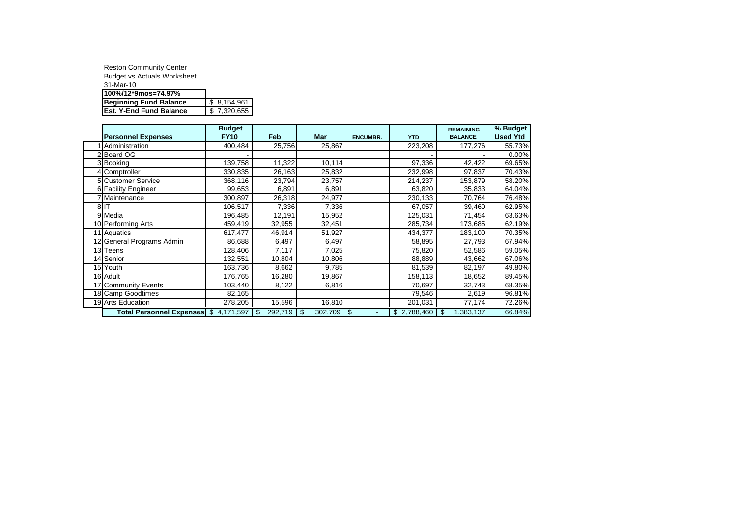Reston Community Center

Budget vs Actuals Worksheet

31-Mar-10

| 100%/12*9mos=74.97% | |
|---|---|
| **Beginning Fund Balance** | $ 8,154,961 |
| **Est. Y-End Fund Balance** | $ 7,320,655 |

| | Personnel Expenses | Budget FY10 | Feb | Mar | ENCUMBR. | YTD | REMAINING BALANCE | % Budget Used Ytd |
|---|---|---|---|---|---|---|---|---|
| 1 | Administration | 400,484 | 25,756 | 25,867 | | 223,208 | 177,276 | 55.73% |
| 2 | Board OG | - | | | | - | - | 0.00% |
| 3 | Booking | 139,758 | 11,322 | 10,114 | | 97,336 | 42,422 | 69.65% |
| 4 | Comptroller | 330,835 | 26,163 | 25,832 | | 232,998 | 97,837 | 70.43% |
| 5 | Customer Service | 368,116 | 23,794 | 23,757 | | 214,237 | 153,879 | 58.20% |
| 6 | Facility Engineer | 99,653 | 6,891 | 6,891 | | 63,820 | 35,833 | 64.04% |
| 7 | Maintenance | 300,897 | 26,318 | 24,977 | | 230,133 | 70,764 | 76.48% |
| 8 | IT | 106,517 | 7,336 | 7,336 | | 67,057 | 39,460 | 62.95% |
| 9 | Media | 196,485 | 12,191 | 15,952 | | 125,031 | 71,454 | 63.63% |
| 10 | Performing Arts | 459,419 | 32,955 | 32,451 | | 285,734 | 173,685 | 62.19% |
| 11 | Aquatics | 617,477 | 46,914 | 51,927 | | 434,377 | 183,100 | 70.35% |
| 12 | General Programs Admin | 86,688 | 6,497 | 6,497 | | 58,895 | 27,793 | 67.94% |
| 13 | Teens | 128,406 | 7,117 | 7,025 | | 75,820 | 52,586 | 59.05% |
| 14 | Senior | 132,551 | 10,804 | 10,806 | | 88,889 | 43,662 | 67.06% |
| 15 | Youth | 163,736 | 8,662 | 9,785 | | 81,539 | 82,197 | 49.80% |
| 16 | Adult | 176,765 | 16,280 | 19,867 | | 158,113 | 18,652 | 89.45% |
| 17 | Community Events | 103,440 | 8,122 | 6,816 | | 70,697 | 32,743 | 68.35% |
| 18 | Camp Goodtimes | 82,165 | | | | 79,546 | 2,619 | 96.81% |
| 19 | Arts Education | 278,205 | 15,596 | 16,810 | | 201,031 | 77,174 | 72.26% |
| | **Total Personnel Expenses** | $ 4,171,597 | $ 292,719 | $ 302,709 | $ - | $ 2,788,460 | $ 1,383,137 | 66.84% |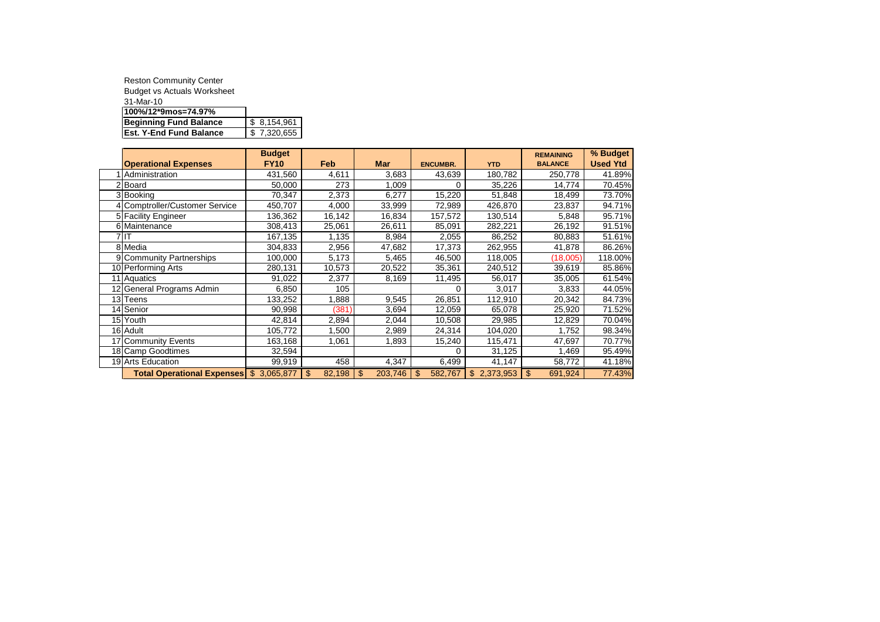Reston Community Center
Budget vs Actuals Worksheet
31-Mar-10

| 100%/12*9mos=74.97% | |
|---|---|
| **Beginning Fund Balance** | $ 8,154,961 |
| **Est. Y-End Fund Balance** | $ 7,320,655 |

| | Operational Expenses | Budget FY10 | Feb | Mar | ENCUMBR. | YTD | REMAINING BALANCE | % Budget Used Ytd |
|---|---|---|---|---|---|---|---|---|
| 1 | Administration | 431,560 | 4,611 | 3,683 | 43,639 | 180,782 | 250,778 | 41.89% |
| 2 | Board | 50,000 | 273 | 1,009 | 0 | 35,226 | 14,774 | 70.45% |
| 3 | Booking | 70,347 | 2,373 | 6,277 | 15,220 | 51,848 | 18,499 | 73.70% |
| 4 | Comptroller/Customer Service | 450,707 | 4,000 | 33,999 | 72,989 | 426,870 | 23,837 | 94.71% |
| 5 | Facility Engineer | 136,362 | 16,142 | 16,834 | 157,572 | 130,514 | 5,848 | 95.71% |
| 6 | Maintenance | 308,413 | 25,061 | 26,611 | 85,091 | 282,221 | 26,192 | 91.51% |
| 7 | IT | 167,135 | 1,135 | 8,984 | 2,055 | 86,252 | 80,883 | 51.61% |
| 8 | Media | 304,833 | 2,956 | 47,682 | 17,373 | 262,955 | 41,878 | 86.26% |
| 9 | Community Partnerships | 100,000 | 5,173 | 5,465 | 46,500 | 118,005 | (18,005) | 118.00% |
| 10 | Performing Arts | 280,131 | 10,573 | 20,522 | 35,361 | 240,512 | 39,619 | 85.86% |
| 11 | Aquatics | 91,022 | 2,377 | 8,169 | 11,495 | 56,017 | 35,005 | 61.54% |
| 12 | General Programs Admin | 6,850 | 105 | | 0 | 3,017 | 3,833 | 44.05% |
| 13 | Teens | 133,252 | 1,888 | 9,545 | 26,851 | 112,910 | 20,342 | 84.73% |
| 14 | Senior | 90,998 | (381) | 3,694 | 12,059 | 65,078 | 25,920 | 71.52% |
| 15 | Youth | 42,814 | 2,894 | 2,044 | 10,508 | 29,985 | 12,829 | 70.04% |
| 16 | Adult | 105,772 | 1,500 | 2,989 | 24,314 | 104,020 | 1,752 | 98.34% |
| 17 | Community Events | 163,168 | 1,061 | 1,893 | 15,240 | 115,471 | 47,697 | 70.77% |
| 18 | Camp Goodtimes | 32,594 | | | 0 | 31,125 | 1,469 | 95.49% |
| 19 | Arts Education | 99,919 | 458 | 4,347 | 6,499 | 41,147 | 58,772 | 41.18% |
| | **Total Operational Expenses** | $ 3,065,877 | $ 82,198 | $ 203,746 | $ 582,767 | $ 2,373,953 | $ 691,924 | 77.43% |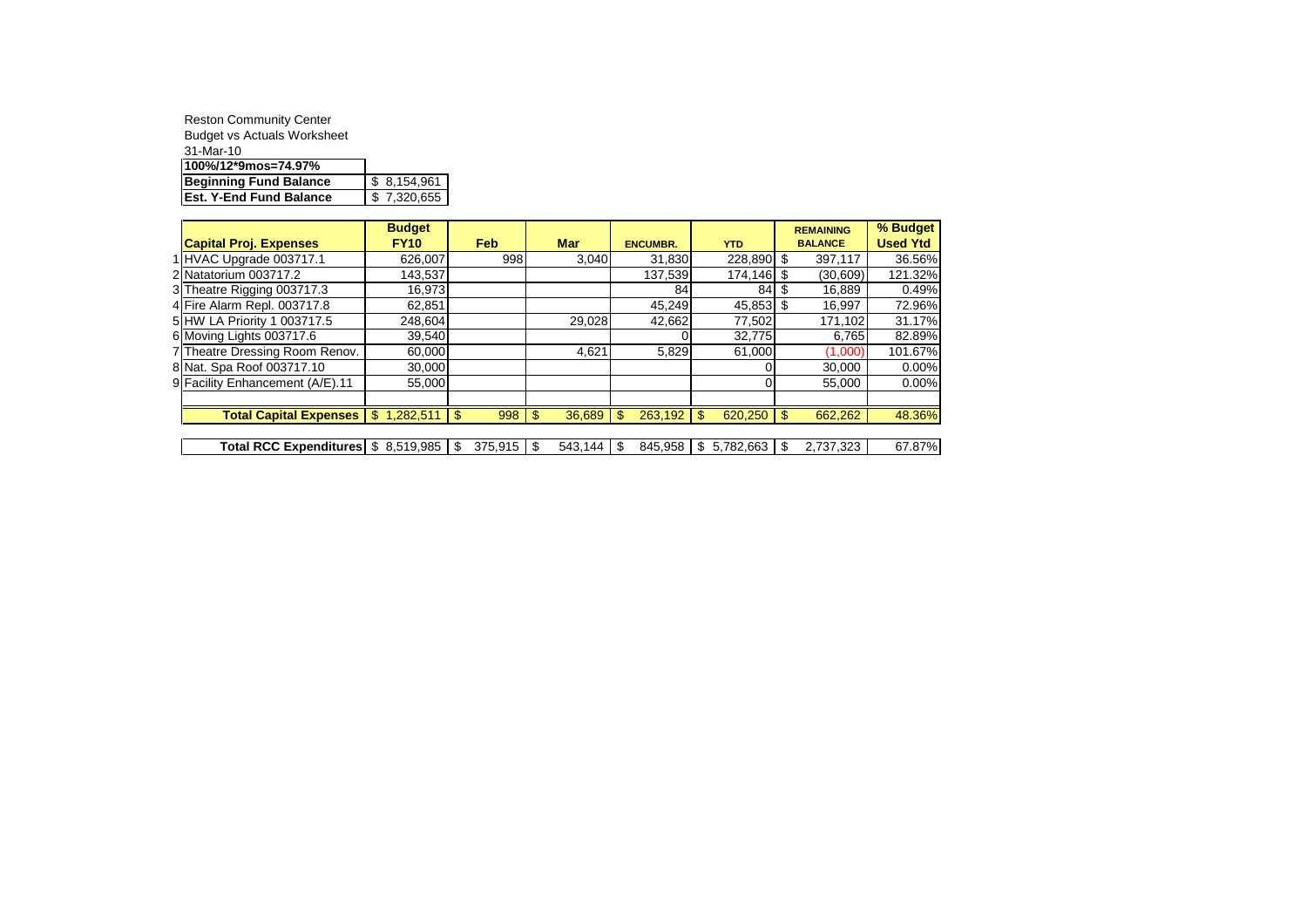Reston Community Center

Budget vs Actuals Worksheet

31-Mar-10

| 100%/12*9mos=74.97% | |
|---|---|
| **Beginning Fund Balance** | $ 8,154,961 |
| **Est. Y-End Fund Balance** | $ 7,320,655 |

| | Capital Proj. Expenses | Budget FY10 | Feb | Mar | ENCUMBR. | YTD | REMAINING BALANCE | % Budget Used Ytd |
|---|---|---|---|---|---|---|---|---|
| 1 | HVAC Upgrade 003717.1 | 626,007 | 998 | 3,040 | 31,830 | 228,890 | $ 397,117 | 36.56% |
| 2 | Natatorium 003717.2 | 143,537 | | | 137,539 | 174,146 | $ (30,609) | 121.32% |
| 3 | Theatre Rigging 003717.3 | 16,973 | | | 84 | 84 | $ 16,889 | 0.49% |
| 4 | Fire Alarm Repl. 003717.8 | 62,851 | | | 45,249 | 45,853 | $ 16,997 | 72.96% |
| 5 | HW LA Priority 1 003717.5 | 248,604 | | 29,028 | 42,662 | 77,502 | 171,102 | 31.17% |
| 6 | Moving Lights 003717.6 | 39,540 | | | 0 | 32,775 | 6,765 | 82.89% |
| 7 | Theatre Dressing Room Renov. | 60,000 | | 4,621 | 5,829 | 61,000 | (1,000) | 101.67% |
| 8 | Nat. Spa Roof 003717.10 | 30,000 | | | | 0 | 30,000 | 0.00% |
| 9 | Facility Enhancement (A/E).11 | 55,000 | | | | 0 | 55,000 | 0.00% |
| | | | | | | | | |
| | **Total Capital Expenses** | $ 1,282,511 | $ 998 | $ 36,689 | $ 263,192 | $ 620,250 | $ 662,262 | 48.36% |
| | | | | | | | | |
| | **Total RCC Expenditures** | $ 8,519,985 | $ 375,915 | $ 543,144 | $ 845,958 | $ 5,782,663 | $ 2,737,323 | 67.87% |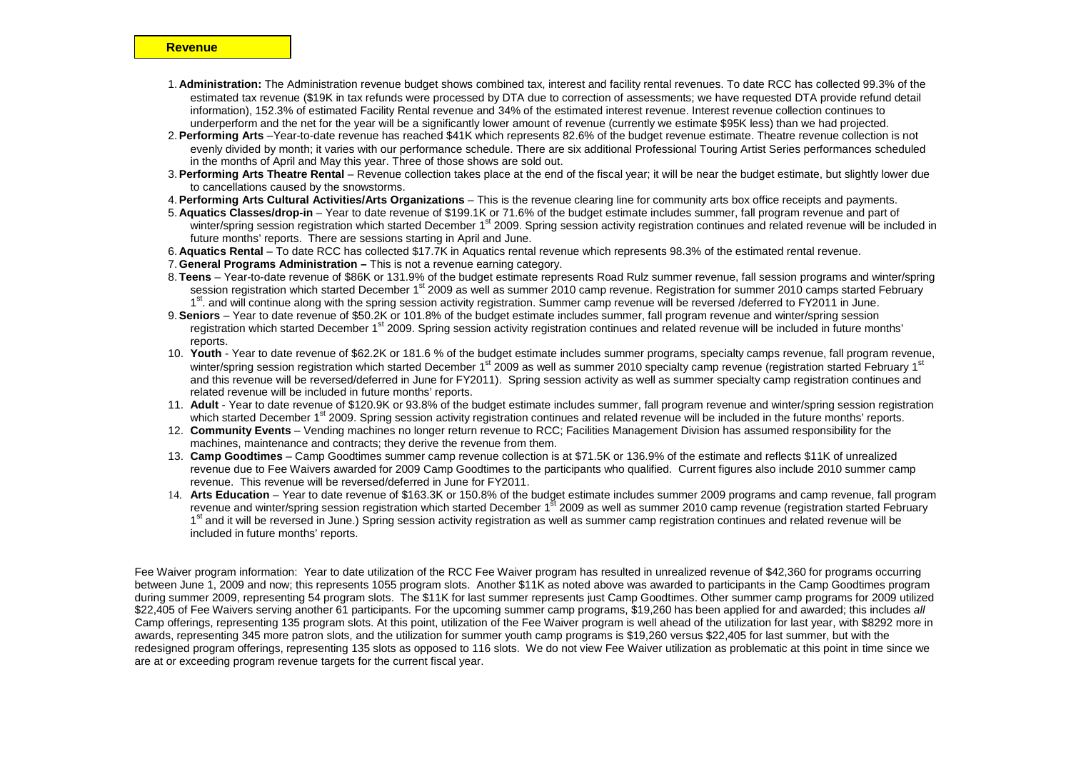**Revenue**

1. **Administration:** The Administration revenue budget shows combined tax, interest and facility rental revenues. To date RCC has collected 99.3% of the estimated tax revenue ($19K in tax refunds were processed by DTA due to correction of assessments; we have requested DTA provide refund detail information), 152.3% of estimated Facility Rental revenue and 34% of the estimated interest revenue. Interest revenue collection continues to underperform and the net for the year will be a significantly lower amount of revenue (currently we estimate $95K less) than we had projected.
2. **Performing Arts** –Year-to-date revenue has reached $41K which represents 82.6% of the budget revenue estimate. Theatre revenue collection is not evenly divided by month; it varies with our performance schedule. There are six additional Professional Touring Artist Series performances scheduled in the months of April and May this year. Three of those shows are sold out.
3. **Performing Arts Theatre Rental** – Revenue collection takes place at the end of the fiscal year; it will be near the budget estimate, but slightly lower due to cancellations caused by the snowstorms.
4. **Performing Arts Cultural Activities/Arts Organizations** – This is the revenue clearing line for community arts box office receipts and payments.
5. **Aquatics Classes/drop-in** – Year to date revenue of $199.1K or 71.6% of the budget estimate includes summer, fall program revenue and part of winter/spring session registration which started December 1st 2009. Spring session activity registration continues and related revenue will be included in future months' reports. There are sessions starting in April and June.
6. **Aquatics Rental** – To date RCC has collected $17.7K in Aquatics rental revenue which represents 98.3% of the estimated rental revenue.
7. **General Programs Administration –** This is not a revenue earning category.
8. **Teens** – Year-to-date revenue of $86K or 131.9% of the budget estimate represents Road Rulz summer revenue, fall session programs and winter/spring session registration which started December 1st 2009 as well as summer 2010 camp revenue. Registration for summer 2010 camps started February 1st. and will continue along with the spring session activity registration. Summer camp revenue will be reversed /deferred to FY2011 in June.
9. **Seniors** – Year to date revenue of $50.2K or 101.8% of the budget estimate includes summer, fall program revenue and winter/spring session registration which started December 1st 2009. Spring session activity registration continues and related revenue will be included in future months' reports.
10. **Youth** - Year to date revenue of $62.2K or 181.6 % of the budget estimate includes summer programs, specialty camps revenue, fall program revenue, winter/spring session registration which started December 1st 2009 as well as summer 2010 specialty camp revenue (registration started February 1st and this revenue will be reversed/deferred in June for FY2011). Spring session activity as well as summer specialty camp registration continues and related revenue will be included in future months' reports.
11. **Adult** - Year to date revenue of $120.9K or 93.8% of the budget estimate includes summer, fall program revenue and winter/spring session registration which started December 1st 2009. Spring session activity registration continues and related revenue will be included in the future months' reports.
12. **Community Events** – Vending machines no longer return revenue to RCC; Facilities Management Division has assumed responsibility for the machines, maintenance and contracts; they derive the revenue from them.
13. **Camp Goodtimes** – Camp Goodtimes summer camp revenue collection is at $71.5K or 136.9% of the estimate and reflects $11K of unrealized revenue due to Fee Waivers awarded for 2009 Camp Goodtimes to the participants who qualified. Current figures also include 2010 summer camp revenue. This revenue will be reversed/deferred in June for FY2011.
14. **Arts Education** – Year to date revenue of $163.3K or 150.8% of the budget estimate includes summer 2009 programs and camp revenue, fall program revenue and winter/spring session registration which started December 1st 2009 as well as summer 2010 camp revenue (registration started February 1st and it will be reversed in June.) Spring session activity registration as well as summer camp registration continues and related revenue will be included in future months' reports.

Fee Waiver program information: Year to date utilization of the RCC Fee Waiver program has resulted in unrealized revenue of $42,360 for programs occurring between June 1, 2009 and now; this represents 1055 program slots. Another $11K as noted above was awarded to participants in the Camp Goodtimes program during summer 2009, representing 54 program slots. The $11K for last summer represents just Camp Goodtimes. Other summer camp programs for 2009 utilized $22,405 of Fee Waivers serving another 61 participants. For the upcoming summer camp programs, $19,260 has been applied for and awarded; this includes *all* Camp offerings, representing 135 program slots. At this point, utilization of the Fee Waiver program is well ahead of the utilization for last year, with $8292 more in awards, representing 345 more patron slots, and the utilization for summer youth camp programs is $19,260 versus $22,405 for last summer, but with the redesigned program offerings, representing 135 slots as opposed to 116 slots. We do not view Fee Waiver utilization as problematic at this point in time since we are at or exceeding program revenue targets for the current fiscal year.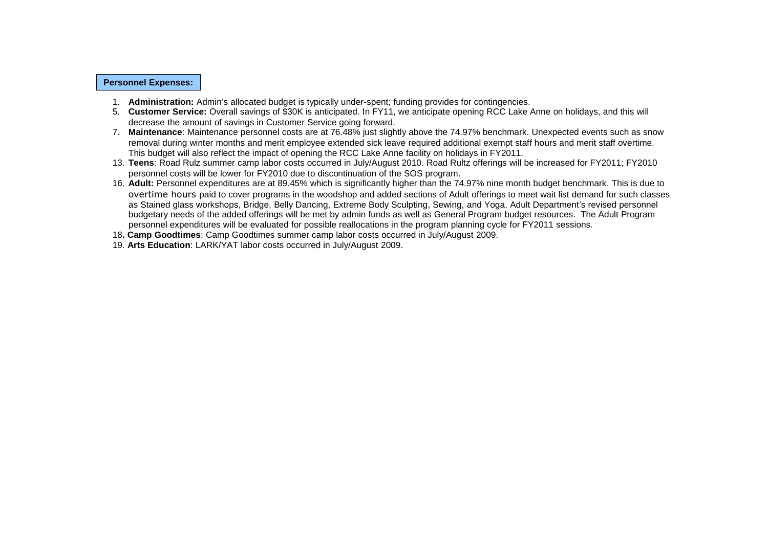**Personnel Expenses:**

1. **Administration:** Admin's allocated budget is typically under-spent; funding provides for contingencies.
5. **Customer Service:** Overall savings of $30K is anticipated. In FY11, we anticipate opening RCC Lake Anne on holidays, and this will decrease the amount of savings in Customer Service going forward.
7. **Maintenance**: Maintenance personnel costs are at 76.48% just slightly above the 74.97% benchmark. Unexpected events such as snow removal during winter months and merit employee extended sick leave required additional exempt staff hours and merit staff overtime. This budget will also reflect the impact of opening the RCC Lake Anne facility on holidays in FY2011.
13. **Teens**: Road Rulz summer camp labor costs occurred in July/August 2010. Road Rultz offerings will be increased for FY2011; FY2010 personnel costs will be lower for FY2010 due to discontinuation of the SOS program.
16. **Adult:** Personnel expenditures are at 89.45% which is significantly higher than the 74.97% nine month budget benchmark. This is due to overtime hours paid to cover programs in the woodshop and added sections of Adult offerings to meet wait list demand for such classes as Stained glass workshops, Bridge, Belly Dancing, Extreme Body Sculpting, Sewing, and Yoga. Adult Department's revised personnel budgetary needs of the added offerings will be met by admin funds as well as General Program budget resources. The Adult Program personnel expenditures will be evaluated for possible reallocations in the program planning cycle for FY2011 sessions.
18. **Camp Goodtimes**: Camp Goodtimes summer camp labor costs occurred in July/August 2009.
19. **Arts Education**: LARK/YAT labor costs occurred in July/August 2009.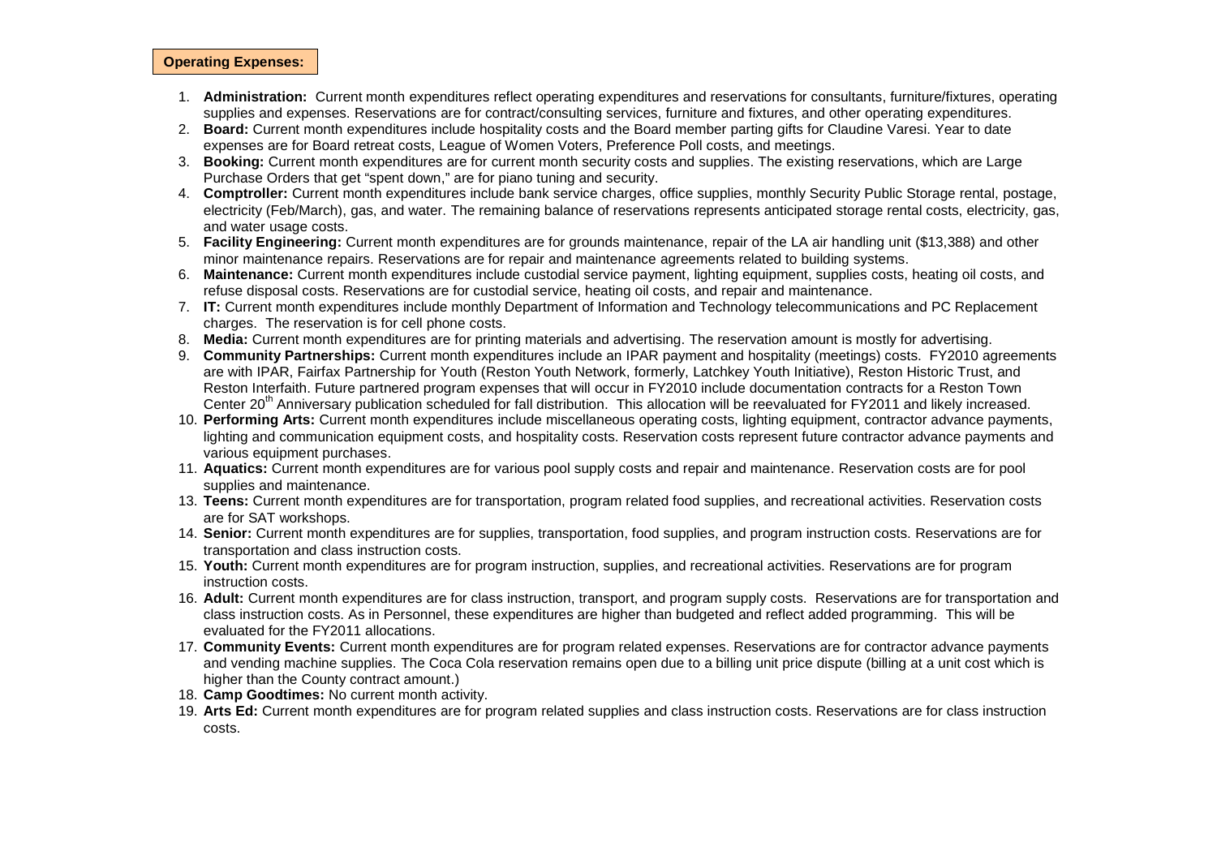**Operating Expenses:**

1. **Administration:** Current month expenditures reflect operating expenditures and reservations for consultants, furniture/fixtures, operating supplies and expenses. Reservations are for contract/consulting services, furniture and fixtures, and other operating expenditures.
2. **Board:** Current month expenditures include hospitality costs and the Board member parting gifts for Claudine Varesi. Year to date expenses are for Board retreat costs, League of Women Voters, Preference Poll costs, and meetings.
3. **Booking:** Current month expenditures are for current month security costs and supplies. The existing reservations, which are Large Purchase Orders that get "spent down," are for piano tuning and security.
4. **Comptroller:** Current month expenditures include bank service charges, office supplies, monthly Security Public Storage rental, postage, electricity (Feb/March), gas, and water. The remaining balance of reservations represents anticipated storage rental costs, electricity, gas, and water usage costs.
5. **Facility Engineering:** Current month expenditures are for grounds maintenance, repair of the LA air handling unit ($13,388) and other minor maintenance repairs. Reservations are for repair and maintenance agreements related to building systems.
6. **Maintenance:** Current month expenditures include custodial service payment, lighting equipment, supplies costs, heating oil costs, and refuse disposal costs. Reservations are for custodial service, heating oil costs, and repair and maintenance.
7. **IT:** Current month expenditures include monthly Department of Information and Technology telecommunications and PC Replacement charges. The reservation is for cell phone costs.
8. **Media:** Current month expenditures are for printing materials and advertising. The reservation amount is mostly for advertising.
9. **Community Partnerships:** Current month expenditures include an IPAR payment and hospitality (meetings) costs. FY2010 agreements are with IPAR, Fairfax Partnership for Youth (Reston Youth Network, formerly, Latchkey Youth Initiative), Reston Historic Trust, and Reston Interfaith. Future partnered program expenses that will occur in FY2010 include documentation contracts for a Reston Town Center 20th Anniversary publication scheduled for fall distribution. This allocation will be reevaluated for FY2011 and likely increased.
10. **Performing Arts:** Current month expenditures include miscellaneous operating costs, lighting equipment, contractor advance payments, lighting and communication equipment costs, and hospitality costs. Reservation costs represent future contractor advance payments and various equipment purchases.
11. **Aquatics:** Current month expenditures are for various pool supply costs and repair and maintenance. Reservation costs are for pool supplies and maintenance.
13. **Teens:** Current month expenditures are for transportation, program related food supplies, and recreational activities. Reservation costs are for SAT workshops.
14. **Senior:** Current month expenditures are for supplies, transportation, food supplies, and program instruction costs. Reservations are for transportation and class instruction costs.
15. **Youth:** Current month expenditures are for program instruction, supplies, and recreational activities. Reservations are for program instruction costs.
16. **Adult:** Current month expenditures are for class instruction, transport, and program supply costs. Reservations are for transportation and class instruction costs. As in Personnel, these expenditures are higher than budgeted and reflect added programming. This will be evaluated for the FY2011 allocations.
17. **Community Events:** Current month expenditures are for program related expenses. Reservations are for contractor advance payments and vending machine supplies. The Coca Cola reservation remains open due to a billing unit price dispute (billing at a unit cost which is higher than the County contract amount.)
18. **Camp Goodtimes:** No current month activity.
19. **Arts Ed:** Current month expenditures are for program related supplies and class instruction costs. Reservations are for class instruction costs.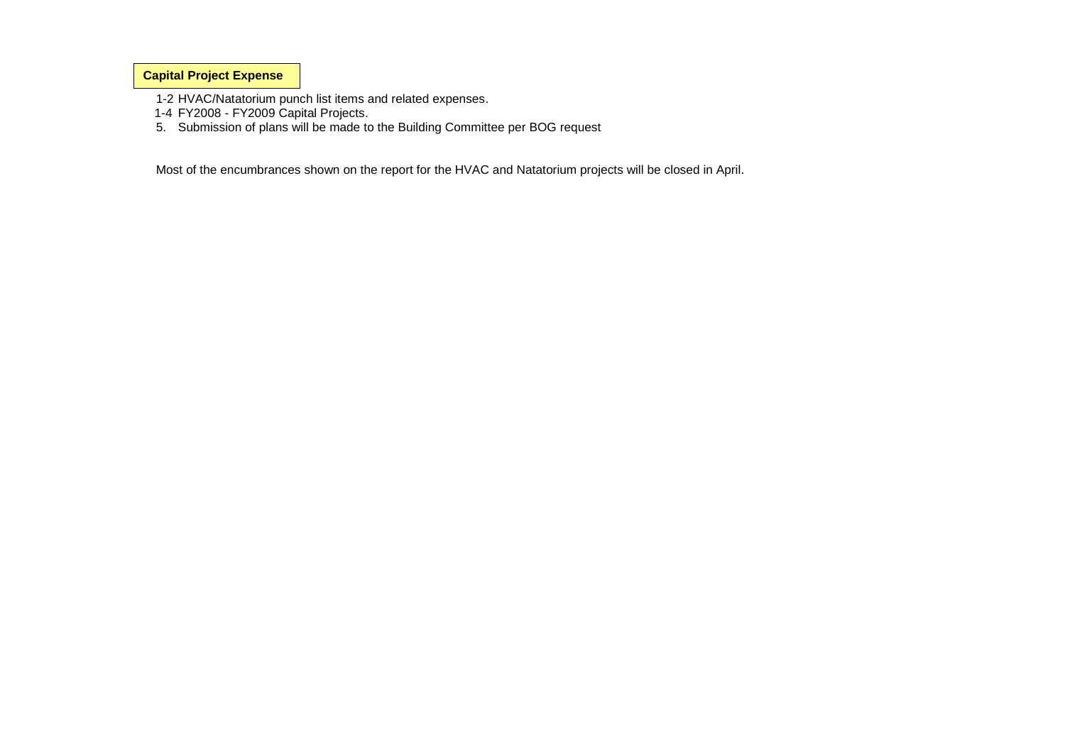**Capital Project Expense**

1-2 HVAC/Natatorium punch list items and related expenses.
1-4 FY2008 - FY2009 Capital Projects.
5. Submission of plans will be made to the Building Committee per BOG request

Most of the encumbrances shown on the report for the HVAC and Natatorium projects will be closed in April.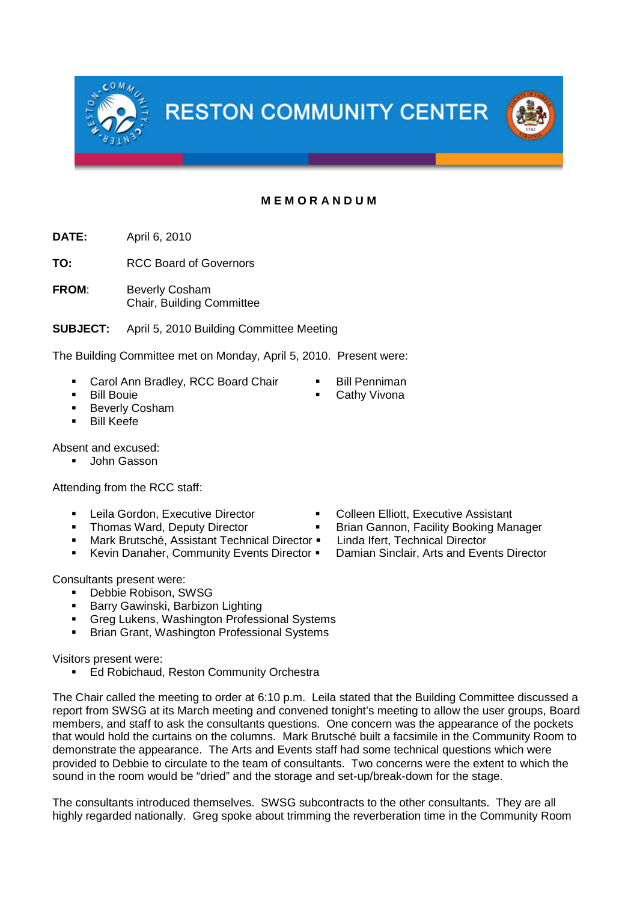# RESTON COMMUNITY CENTER

**M E M O R A N D U M**

**DATE:** April 6, 2010

**TO:** RCC Board of Governors

**FROM**: Beverly Cosham
Chair, Building Committee

**SUBJECT:** April 5, 2010 Building Committee Meeting

The Building Committee met on Monday, April 5, 2010. Present were:

- Carol Ann Bradley, RCC Board Chair
- Bill Bouie
- Beverly Cosham
- Bill Keefe
- Bill Penniman
- Cathy Vivona

Absent and excused:

- John Gasson

Attending from the RCC staff:

- Leila Gordon, Executive Director
- Thomas Ward, Deputy Director
- Mark Brutsché, Assistant Technical Director
- Kevin Danaher, Community Events Director
- Colleen Elliott, Executive Assistant
- Brian Gannon, Facility Booking Manager
- Linda Ifert, Technical Director
- Damian Sinclair, Arts and Events Director

Consultants present were:

- Debbie Robison, SWSG
- Barry Gawinski, Barbizon Lighting
- Greg Lukens, Washington Professional Systems
- Brian Grant, Washington Professional Systems

Visitors present were:

- Ed Robichaud, Reston Community Orchestra

The Chair called the meeting to order at 6:10 p.m. Leila stated that the Building Committee discussed a report from SWSG at its March meeting and convened tonight's meeting to allow the user groups, Board members, and staff to ask the consultants questions. One concern was the appearance of the pockets that would hold the curtains on the columns. Mark Brutsché built a facsimile in the Community Room to demonstrate the appearance. The Arts and Events staff had some technical questions which were provided to Debbie to circulate to the team of consultants. Two concerns were the extent to which the sound in the room would be "dried" and the storage and set-up/break-down for the stage.

The consultants introduced themselves. SWSG subcontracts to the other consultants. They are all highly regarded nationally. Greg spoke about trimming the reverberation time in the Community Room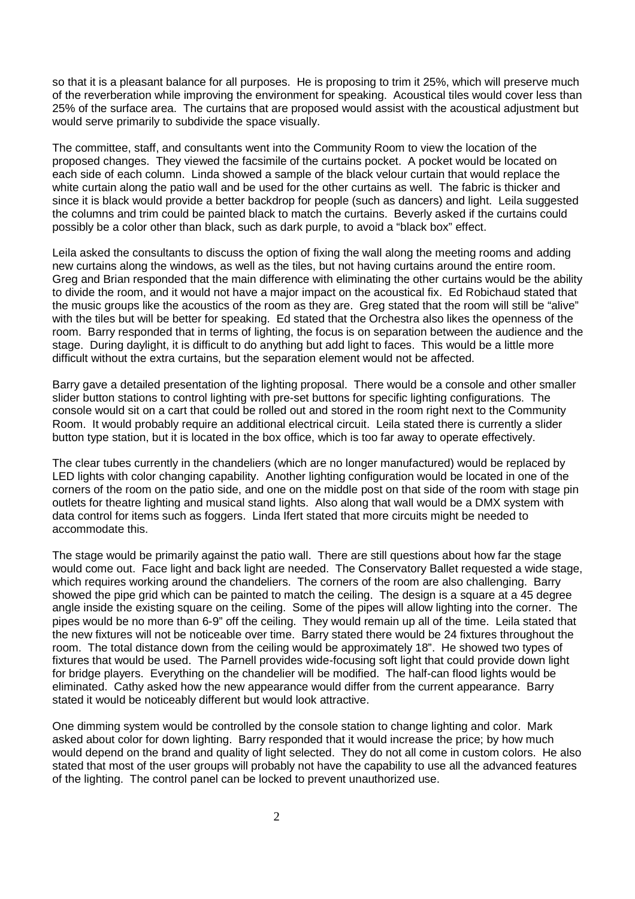so that it is a pleasant balance for all purposes. He is proposing to trim it 25%, which will preserve much of the reverberation while improving the environment for speaking. Acoustical tiles would cover less than 25% of the surface area. The curtains that are proposed would assist with the acoustical adjustment but would serve primarily to subdivide the space visually.

The committee, staff, and consultants went into the Community Room to view the location of the proposed changes. They viewed the facsimile of the curtains pocket. A pocket would be located on each side of each column. Linda showed a sample of the black velour curtain that would replace the white curtain along the patio wall and be used for the other curtains as well. The fabric is thicker and since it is black would provide a better backdrop for people (such as dancers) and light. Leila suggested the columns and trim could be painted black to match the curtains. Beverly asked if the curtains could possibly be a color other than black, such as dark purple, to avoid a "black box" effect.

Leila asked the consultants to discuss the option of fixing the wall along the meeting rooms and adding new curtains along the windows, as well as the tiles, but not having curtains around the entire room. Greg and Brian responded that the main difference with eliminating the other curtains would be the ability to divide the room, and it would not have a major impact on the acoustical fix. Ed Robichaud stated that the music groups like the acoustics of the room as they are. Greg stated that the room will still be "alive" with the tiles but will be better for speaking. Ed stated that the Orchestra also likes the openness of the room. Barry responded that in terms of lighting, the focus is on separation between the audience and the stage. During daylight, it is difficult to do anything but add light to faces. This would be a little more difficult without the extra curtains, but the separation element would not be affected.

Barry gave a detailed presentation of the lighting proposal. There would be a console and other smaller slider button stations to control lighting with pre-set buttons for specific lighting configurations. The console would sit on a cart that could be rolled out and stored in the room right next to the Community Room. It would probably require an additional electrical circuit. Leila stated there is currently a slider button type station, but it is located in the box office, which is too far away to operate effectively.

The clear tubes currently in the chandeliers (which are no longer manufactured) would be replaced by LED lights with color changing capability. Another lighting configuration would be located in one of the corners of the room on the patio side, and one on the middle post on that side of the room with stage pin outlets for theatre lighting and musical stand lights. Also along that wall would be a DMX system with data control for items such as foggers. Linda Ifert stated that more circuits might be needed to accommodate this.

The stage would be primarily against the patio wall. There are still questions about how far the stage would come out. Face light and back light are needed. The Conservatory Ballet requested a wide stage, which requires working around the chandeliers. The corners of the room are also challenging. Barry showed the pipe grid which can be painted to match the ceiling. The design is a square at a 45 degree angle inside the existing square on the ceiling. Some of the pipes will allow lighting into the corner. The pipes would be no more than 6-9" off the ceiling. They would remain up all of the time. Leila stated that the new fixtures will not be noticeable over time. Barry stated there would be 24 fixtures throughout the room. The total distance down from the ceiling would be approximately 18". He showed two types of fixtures that would be used. The Parnell provides wide-focusing soft light that could provide down light for bridge players. Everything on the chandelier will be modified. The half-can flood lights would be eliminated. Cathy asked how the new appearance would differ from the current appearance. Barry stated it would be noticeably different but would look attractive.

One dimming system would be controlled by the console station to change lighting and color. Mark asked about color for down lighting. Barry responded that it would increase the price; by how much would depend on the brand and quality of light selected. They do not all come in custom colors. He also stated that most of the user groups will probably not have the capability to use all the advanced features of the lighting. The control panel can be locked to prevent unauthorized use.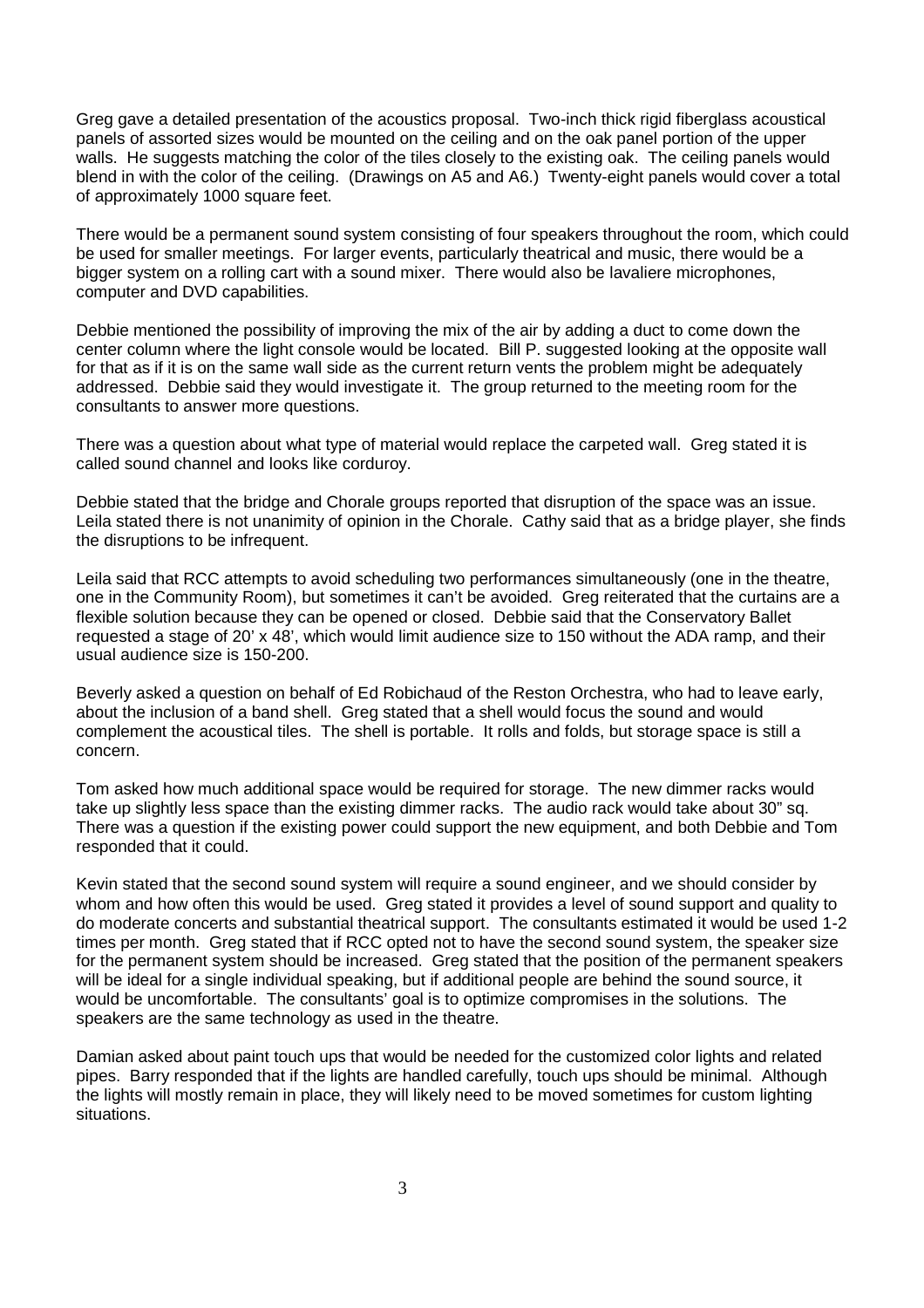Greg gave a detailed presentation of the acoustics proposal. Two-inch thick rigid fiberglass acoustical panels of assorted sizes would be mounted on the ceiling and on the oak panel portion of the upper walls. He suggests matching the color of the tiles closely to the existing oak. The ceiling panels would blend in with the color of the ceiling. (Drawings on A5 and A6.) Twenty-eight panels would cover a total of approximately 1000 square feet.

There would be a permanent sound system consisting of four speakers throughout the room, which could be used for smaller meetings. For larger events, particularly theatrical and music, there would be a bigger system on a rolling cart with a sound mixer. There would also be lavaliere microphones, computer and DVD capabilities.

Debbie mentioned the possibility of improving the mix of the air by adding a duct to come down the center column where the light console would be located. Bill P. suggested looking at the opposite wall for that as if it is on the same wall side as the current return vents the problem might be adequately addressed. Debbie said they would investigate it. The group returned to the meeting room for the consultants to answer more questions.

There was a question about what type of material would replace the carpeted wall. Greg stated it is called sound channel and looks like corduroy.

Debbie stated that the bridge and Chorale groups reported that disruption of the space was an issue. Leila stated there is not unanimity of opinion in the Chorale. Cathy said that as a bridge player, she finds the disruptions to be infrequent.

Leila said that RCC attempts to avoid scheduling two performances simultaneously (one in the theatre, one in the Community Room), but sometimes it can't be avoided. Greg reiterated that the curtains are a flexible solution because they can be opened or closed. Debbie said that the Conservatory Ballet requested a stage of 20' x 48', which would limit audience size to 150 without the ADA ramp, and their usual audience size is 150-200.

Beverly asked a question on behalf of Ed Robichaud of the Reston Orchestra, who had to leave early, about the inclusion of a band shell. Greg stated that a shell would focus the sound and would complement the acoustical tiles. The shell is portable. It rolls and folds, but storage space is still a concern.

Tom asked how much additional space would be required for storage. The new dimmer racks would take up slightly less space than the existing dimmer racks. The audio rack would take about 30" sq. There was a question if the existing power could support the new equipment, and both Debbie and Tom responded that it could.

Kevin stated that the second sound system will require a sound engineer, and we should consider by whom and how often this would be used. Greg stated it provides a level of sound support and quality to do moderate concerts and substantial theatrical support. The consultants estimated it would be used 1-2 times per month. Greg stated that if RCC opted not to have the second sound system, the speaker size for the permanent system should be increased. Greg stated that the position of the permanent speakers will be ideal for a single individual speaking, but if additional people are behind the sound source, it would be uncomfortable. The consultants' goal is to optimize compromises in the solutions. The speakers are the same technology as used in the theatre.

Damian asked about paint touch ups that would be needed for the customized color lights and related pipes. Barry responded that if the lights are handled carefully, touch ups should be minimal. Although the lights will mostly remain in place, they will likely need to be moved sometimes for custom lighting situations.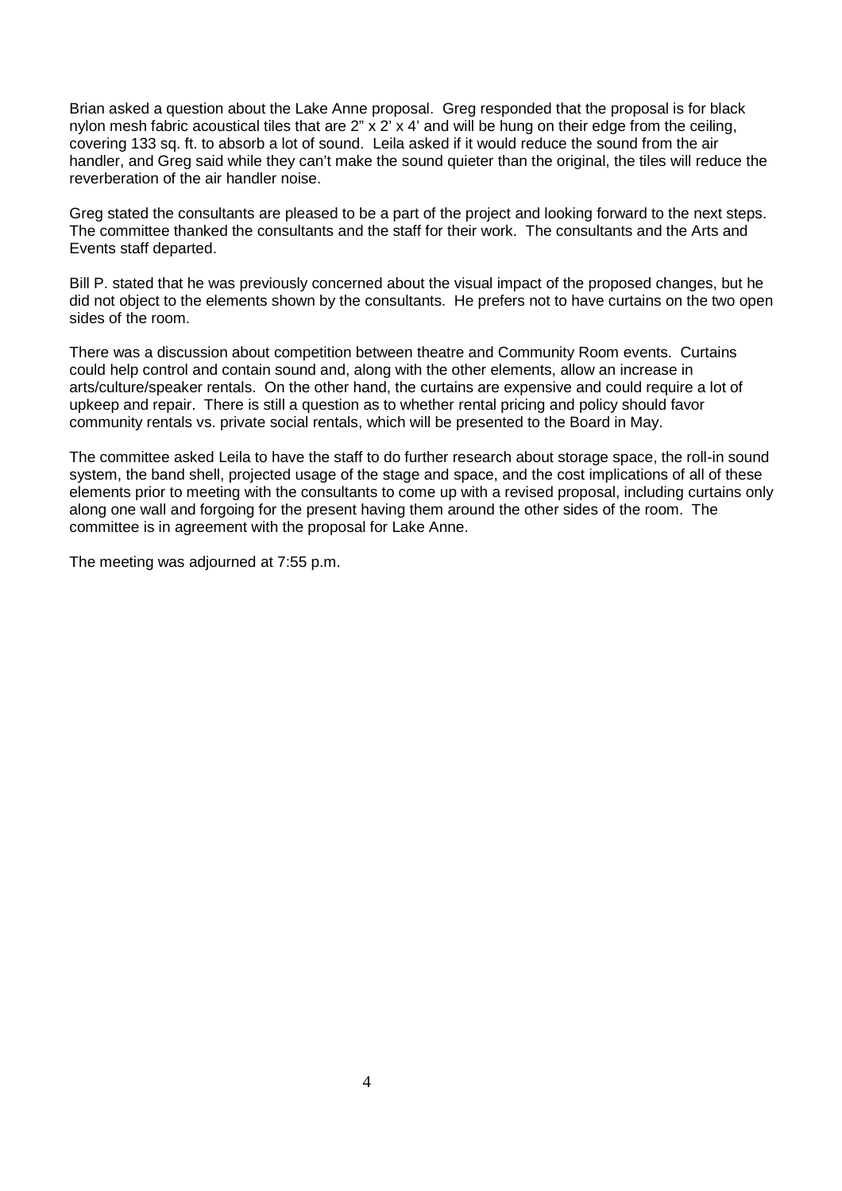Brian asked a question about the Lake Anne proposal. Greg responded that the proposal is for black nylon mesh fabric acoustical tiles that are 2" x 2' x 4' and will be hung on their edge from the ceiling, covering 133 sq. ft. to absorb a lot of sound. Leila asked if it would reduce the sound from the air handler, and Greg said while they can't make the sound quieter than the original, the tiles will reduce the reverberation of the air handler noise.

Greg stated the consultants are pleased to be a part of the project and looking forward to the next steps. The committee thanked the consultants and the staff for their work. The consultants and the Arts and Events staff departed.

Bill P. stated that he was previously concerned about the visual impact of the proposed changes, but he did not object to the elements shown by the consultants. He prefers not to have curtains on the two open sides of the room.

There was a discussion about competition between theatre and Community Room events. Curtains could help control and contain sound and, along with the other elements, allow an increase in arts/culture/speaker rentals. On the other hand, the curtains are expensive and could require a lot of upkeep and repair. There is still a question as to whether rental pricing and policy should favor community rentals vs. private social rentals, which will be presented to the Board in May.

The committee asked Leila to have the staff to do further research about storage space, the roll-in sound system, the band shell, projected usage of the stage and space, and the cost implications of all of these elements prior to meeting with the consultants to come up with a revised proposal, including curtains only along one wall and forgoing for the present having them around the other sides of the room. The committee is in agreement with the proposal for Lake Anne.

The meeting was adjourned at 7:55 p.m.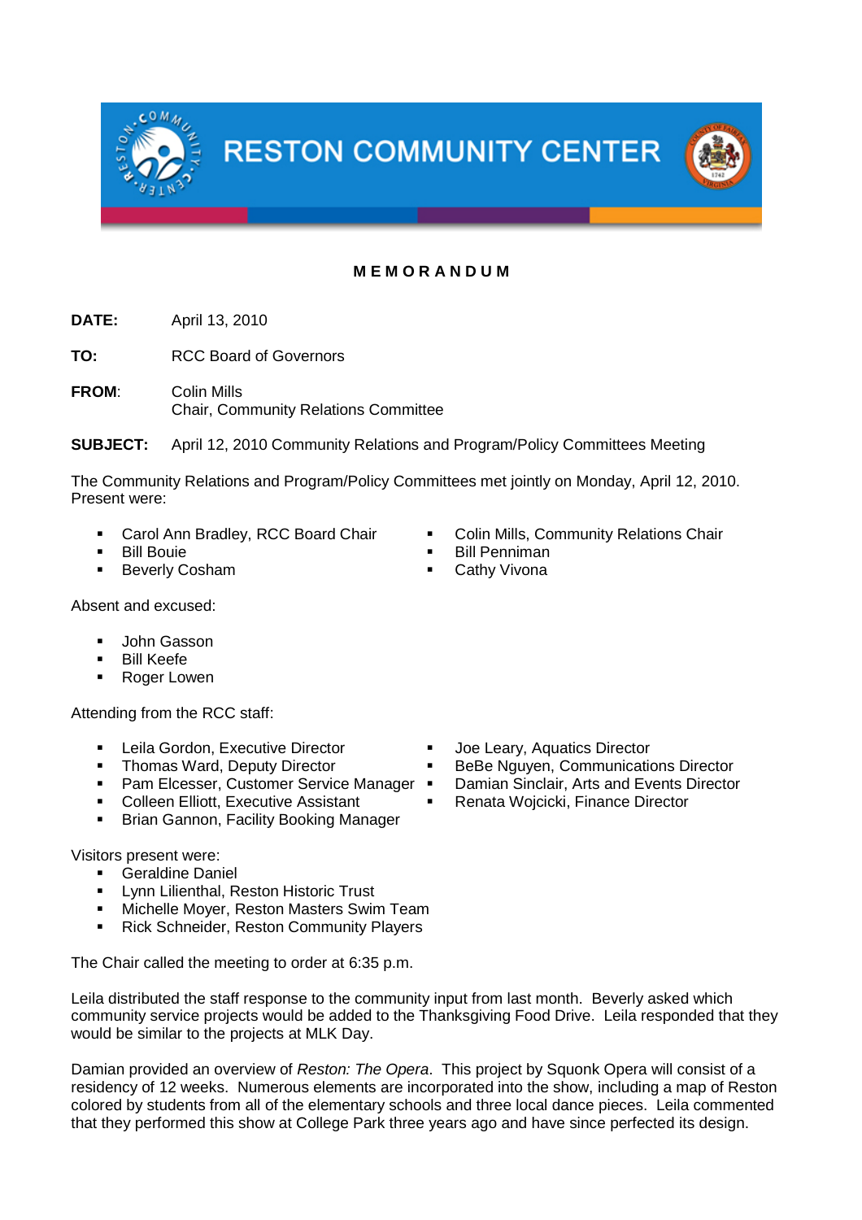# RESTON COMMUNITY CENTER

**M E M O R A N D U M**

**DATE:** April 13, 2010

**TO:** RCC Board of Governors

**FROM:** Colin Mills
Chair, Community Relations Committee

**SUBJECT:** April 12, 2010 Community Relations and Program/Policy Committees Meeting

The Community Relations and Program/Policy Committees met jointly on Monday, April 12, 2010. Present were:

- Carol Ann Bradley, RCC Board Chair
- Bill Bouie
- Beverly Cosham
- Colin Mills, Community Relations Chair
- Bill Penniman
- Cathy Vivona

Absent and excused:

- John Gasson
- Bill Keefe
- Roger Lowen

Attending from the RCC staff:

- Leila Gordon, Executive Director
- Thomas Ward, Deputy Director
- Pam Elcesser, Customer Service Manager
- Colleen Elliott, Executive Assistant
- Brian Gannon, Facility Booking Manager
- Joe Leary, Aquatics Director
- BeBe Nguyen, Communications Director
- Damian Sinclair, Arts and Events Director
- Renata Wojcicki, Finance Director

Visitors present were:

- Geraldine Daniel
- Lynn Lilienthal, Reston Historic Trust
- Michelle Moyer, Reston Masters Swim Team
- Rick Schneider, Reston Community Players

The Chair called the meeting to order at 6:35 p.m.

Leila distributed the staff response to the community input from last month. Beverly asked which community service projects would be added to the Thanksgiving Food Drive. Leila responded that they would be similar to the projects at MLK Day.

Damian provided an overview of *Reston: The Opera*. This project by Squonk Opera will consist of a residency of 12 weeks. Numerous elements are incorporated into the show, including a map of Reston colored by students from all of the elementary schools and three local dance pieces. Leila commented that they performed this show at College Park three years ago and have since perfected its design.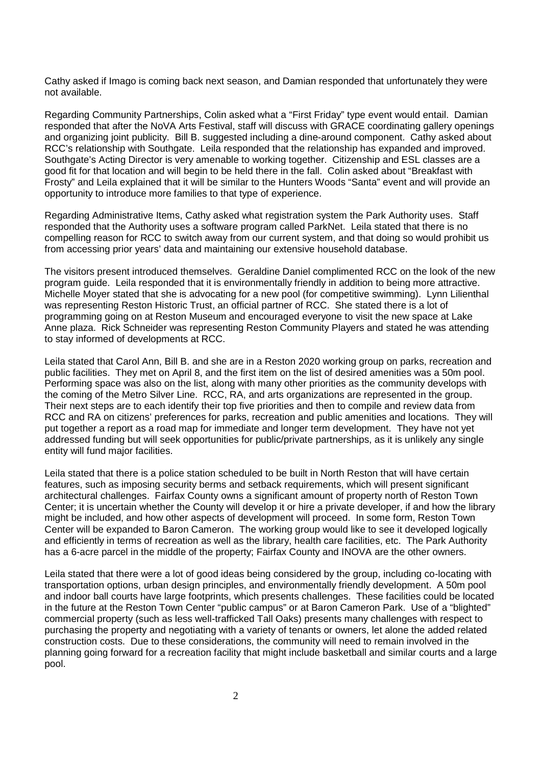Cathy asked if Imago is coming back next season, and Damian responded that unfortunately they were not available.

Regarding Community Partnerships, Colin asked what a "First Friday" type event would entail. Damian responded that after the NoVA Arts Festival, staff will discuss with GRACE coordinating gallery openings and organizing joint publicity. Bill B. suggested including a dine-around component. Cathy asked about RCC's relationship with Southgate. Leila responded that the relationship has expanded and improved. Southgate's Acting Director is very amenable to working together. Citizenship and ESL classes are a good fit for that location and will begin to be held there in the fall. Colin asked about "Breakfast with Frosty" and Leila explained that it will be similar to the Hunters Woods "Santa" event and will provide an opportunity to introduce more families to that type of experience.

Regarding Administrative Items, Cathy asked what registration system the Park Authority uses. Staff responded that the Authority uses a software program called ParkNet. Leila stated that there is no compelling reason for RCC to switch away from our current system, and that doing so would prohibit us from accessing prior years' data and maintaining our extensive household database.

The visitors present introduced themselves. Geraldine Daniel complimented RCC on the look of the new program guide. Leila responded that it is environmentally friendly in addition to being more attractive. Michelle Moyer stated that she is advocating for a new pool (for competitive swimming). Lynn Lilienthal was representing Reston Historic Trust, an official partner of RCC. She stated there is a lot of programming going on at Reston Museum and encouraged everyone to visit the new space at Lake Anne plaza. Rick Schneider was representing Reston Community Players and stated he was attending to stay informed of developments at RCC.

Leila stated that Carol Ann, Bill B. and she are in a Reston 2020 working group on parks, recreation and public facilities. They met on April 8, and the first item on the list of desired amenities was a 50m pool. Performing space was also on the list, along with many other priorities as the community develops with the coming of the Metro Silver Line. RCC, RA, and arts organizations are represented in the group. Their next steps are to each identify their top five priorities and then to compile and review data from RCC and RA on citizens' preferences for parks, recreation and public amenities and locations. They will put together a report as a road map for immediate and longer term development. They have not yet addressed funding but will seek opportunities for public/private partnerships, as it is unlikely any single entity will fund major facilities.

Leila stated that there is a police station scheduled to be built in North Reston that will have certain features, such as imposing security berms and setback requirements, which will present significant architectural challenges. Fairfax County owns a significant amount of property north of Reston Town Center; it is uncertain whether the County will develop it or hire a private developer, if and how the library might be included, and how other aspects of development will proceed. In some form, Reston Town Center will be expanded to Baron Cameron. The working group would like to see it developed logically and efficiently in terms of recreation as well as the library, health care facilities, etc. The Park Authority has a 6-acre parcel in the middle of the property; Fairfax County and INOVA are the other owners.

Leila stated that there were a lot of good ideas being considered by the group, including co-locating with transportation options, urban design principles, and environmentally friendly development. A 50m pool and indoor ball courts have large footprints, which presents challenges. These facilities could be located in the future at the Reston Town Center "public campus" or at Baron Cameron Park. Use of a "blighted" commercial property (such as less well-trafficked Tall Oaks) presents many challenges with respect to purchasing the property and negotiating with a variety of tenants or owners, let alone the added related construction costs. Due to these considerations, the community will need to remain involved in the planning going forward for a recreation facility that might include basketball and similar courts and a large pool.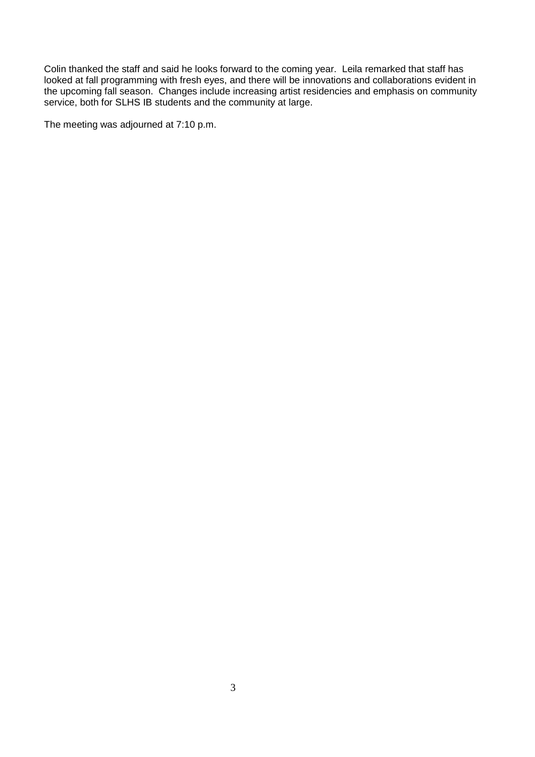Colin thanked the staff and said he looks forward to the coming year. Leila remarked that staff has looked at fall programming with fresh eyes, and there will be innovations and collaborations evident in the upcoming fall season. Changes include increasing artist residencies and emphasis on community service, both for SLHS IB students and the community at large.

The meeting was adjourned at 7:10 p.m.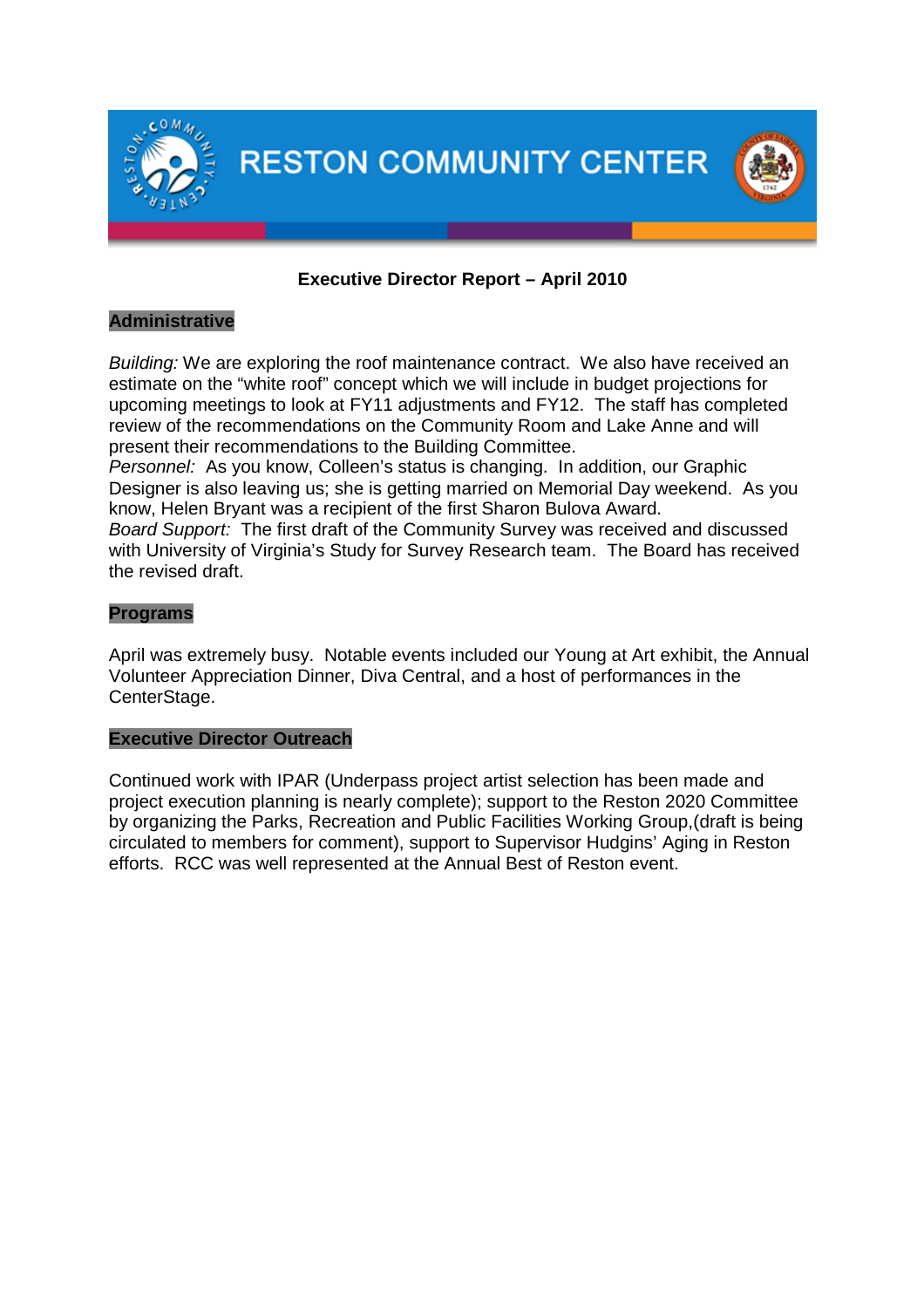RESTON COMMUNITY CENTER

**Executive Director Report – April 2010**

## Administrative

*Building:* We are exploring the roof maintenance contract. We also have received an estimate on the "white roof" concept which we will include in budget projections for upcoming meetings to look at FY11 adjustments and FY12. The staff has completed review of the recommendations on the Community Room and Lake Anne and will present their recommendations to the Building Committee.
*Personnel:* As you know, Colleen's status is changing. In addition, our Graphic Designer is also leaving us; she is getting married on Memorial Day weekend. As you know, Helen Bryant was a recipient of the first Sharon Bulova Award.
*Board Support:* The first draft of the Community Survey was received and discussed with University of Virginia's Study for Survey Research team. The Board has received the revised draft.

## Programs

April was extremely busy. Notable events included our Young at Art exhibit, the Annual Volunteer Appreciation Dinner, Diva Central, and a host of performances in the CenterStage.

## Executive Director Outreach

Continued work with IPAR (Underpass project artist selection has been made and project execution planning is nearly complete); support to the Reston 2020 Committee by organizing the Parks, Recreation and Public Facilities Working Group,(draft is being circulated to members for comment), support to Supervisor Hudgins' Aging in Reston efforts. RCC was well represented at the Annual Best of Reston event.